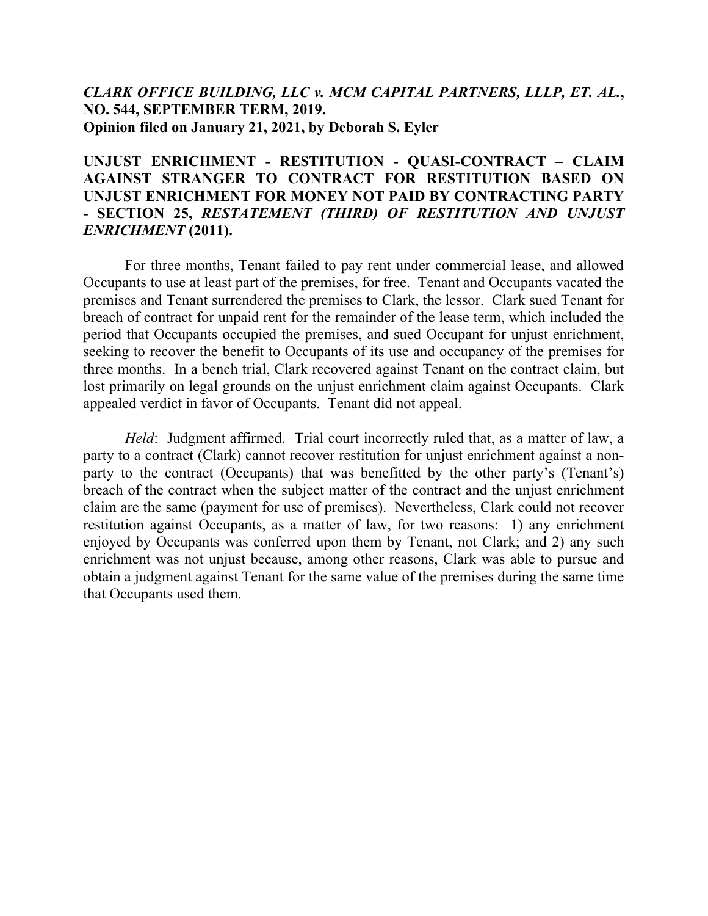***CLARK OFFICE BUILDING, LLC v. MCM CAPITAL PARTNERS, LLLP, ET. AL.*, NO. 544, SEPTEMBER TERM, 2019.**
**Opinion filed on January 21, 2021, by Deborah S. Eyler**

**UNJUST ENRICHMENT - RESTITUTION - QUASI-CONTRACT – CLAIM AGAINST STRANGER TO CONTRACT FOR RESTITUTION BASED ON UNJUST ENRICHMENT FOR MONEY NOT PAID BY CONTRACTING PARTY - SECTION 25, *RESTATEMENT (THIRD) OF RESTITUTION AND UNJUST ENRICHMENT* (2011).**

For three months, Tenant failed to pay rent under commercial lease, and allowed Occupants to use at least part of the premises, for free. Tenant and Occupants vacated the premises and Tenant surrendered the premises to Clark, the lessor. Clark sued Tenant for breach of contract for unpaid rent for the remainder of the lease term, which included the period that Occupants occupied the premises, and sued Occupant for unjust enrichment, seeking to recover the benefit to Occupants of its use and occupancy of the premises for three months. In a bench trial, Clark recovered against Tenant on the contract claim, but lost primarily on legal grounds on the unjust enrichment claim against Occupants. Clark appealed verdict in favor of Occupants. Tenant did not appeal.

*Held*: Judgment affirmed. Trial court incorrectly ruled that, as a matter of law, a party to a contract (Clark) cannot recover restitution for unjust enrichment against a non-party to the contract (Occupants) that was benefitted by the other party's (Tenant's) breach of the contract when the subject matter of the contract and the unjust enrichment claim are the same (payment for use of premises). Nevertheless, Clark could not recover restitution against Occupants, as a matter of law, for two reasons: 1) any enrichment enjoyed by Occupants was conferred upon them by Tenant, not Clark; and 2) any such enrichment was not unjust because, among other reasons, Clark was able to pursue and obtain a judgment against Tenant for the same value of the premises during the same time that Occupants used them.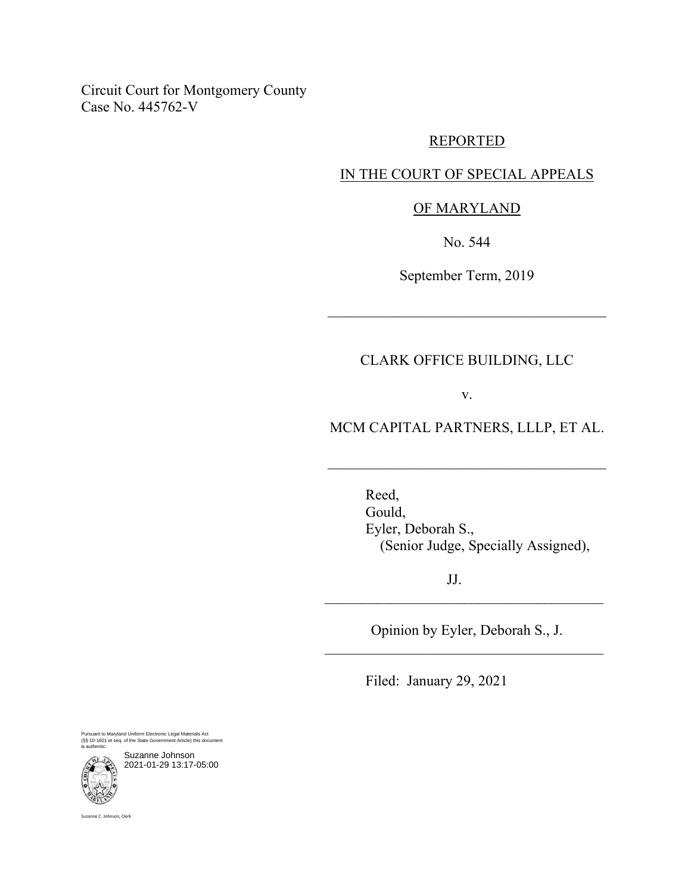Circuit Court for Montgomery County
Case No. 445762-V

REPORTED

IN THE COURT OF SPECIAL APPEALS

OF MARYLAND

No. 544

September Term, 2019

---

CLARK OFFICE BUILDING, LLC

v.

MCM CAPITAL PARTNERS, LLLP, ET AL.

---

Reed,
Gould,
Eyler, Deborah S.,
(Senior Judge, Specially Assigned),

JJ.

---

Opinion by Eyler, Deborah S., J.

---

Filed: January 29, 2021

Pursuant to Maryland Uniform Electronic Legal Materials Act
(§§ 10-1601 et seq. of the State Government Article) this document
is authentic.

Suzanne Johnson
2021-01-29 13:17-05:00

Suzanne C. Johnson, Clerk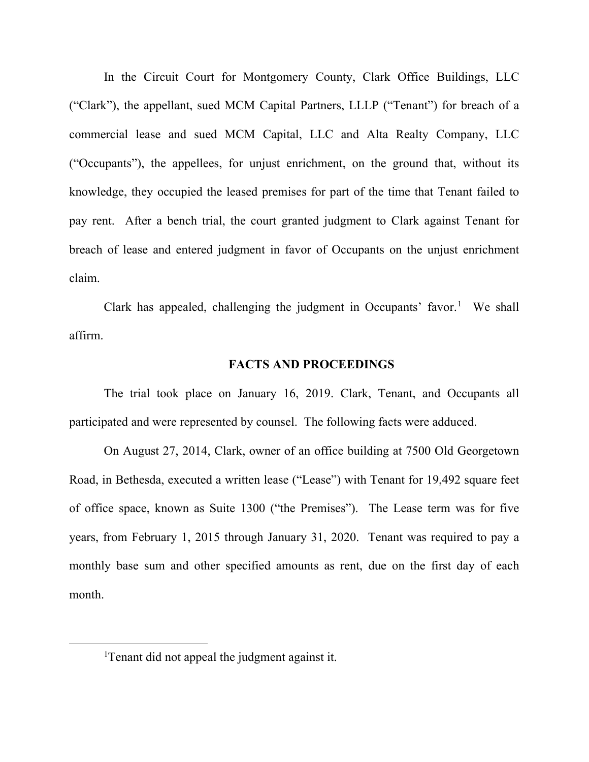In the Circuit Court for Montgomery County, Clark Office Buildings, LLC ("Clark"), the appellant, sued MCM Capital Partners, LLLP ("Tenant") for breach of a commercial lease and sued MCM Capital, LLC and Alta Realty Company, LLC ("Occupants"), the appellees, for unjust enrichment, on the ground that, without its knowledge, they occupied the leased premises for part of the time that Tenant failed to pay rent. After a bench trial, the court granted judgment to Clark against Tenant for breach of lease and entered judgment in favor of Occupants on the unjust enrichment claim.

Clark has appealed, challenging the judgment in Occupants' favor.[1] We shall affirm.

## FACTS AND PROCEEDINGS

The trial took place on January 16, 2019. Clark, Tenant, and Occupants all participated and were represented by counsel. The following facts were adduced.

On August 27, 2014, Clark, owner of an office building at 7500 Old Georgetown Road, in Bethesda, executed a written lease ("Lease") with Tenant for 19,492 square feet of office space, known as Suite 1300 ("the Premises"). The Lease term was for five years, from February 1, 2015 through January 31, 2020. Tenant was required to pay a monthly base sum and other specified amounts as rent, due on the first day of each month.

---

[1] Tenant did not appeal the judgment against it.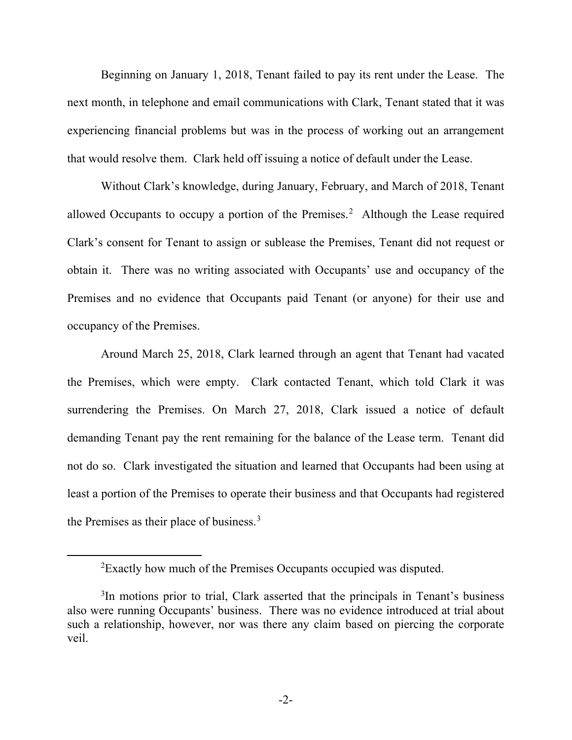Beginning on January 1, 2018, Tenant failed to pay its rent under the Lease. The next month, in telephone and email communications with Clark, Tenant stated that it was experiencing financial problems but was in the process of working out an arrangement that would resolve them. Clark held off issuing a notice of default under the Lease.

Without Clark's knowledge, during January, February, and March of 2018, Tenant allowed Occupants to occupy a portion of the Premises.[2] Although the Lease required Clark's consent for Tenant to assign or sublease the Premises, Tenant did not request or obtain it. There was no writing associated with Occupants' use and occupancy of the Premises and no evidence that Occupants paid Tenant (or anyone) for their use and occupancy of the Premises.

Around March 25, 2018, Clark learned through an agent that Tenant had vacated the Premises, which were empty. Clark contacted Tenant, which told Clark it was surrendering the Premises. On March 27, 2018, Clark issued a notice of default demanding Tenant pay the rent remaining for the balance of the Lease term. Tenant did not do so. Clark investigated the situation and learned that Occupants had been using at least a portion of the Premises to operate their business and that Occupants had registered the Premises as their place of business.[3]

---

[2]Exactly how much of the Premises Occupants occupied was disputed.

[3]In motions prior to trial, Clark asserted that the principals in Tenant's business also were running Occupants' business. There was no evidence introduced at trial about such a relationship, however, nor was there any claim based on piercing the corporate veil.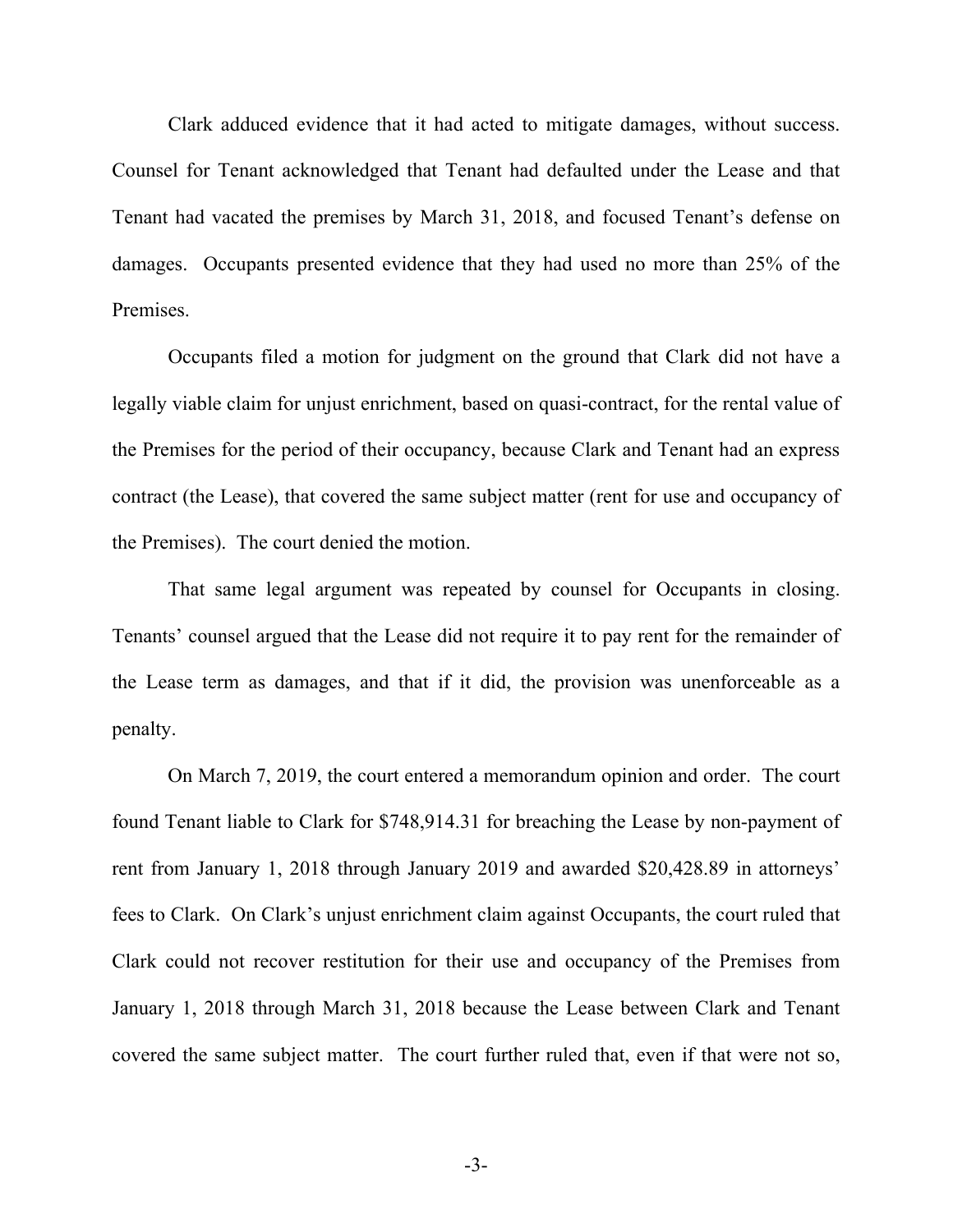Clark adduced evidence that it had acted to mitigate damages, without success. Counsel for Tenant acknowledged that Tenant had defaulted under the Lease and that Tenant had vacated the premises by March 31, 2018, and focused Tenant's defense on damages. Occupants presented evidence that they had used no more than 25% of the Premises.

Occupants filed a motion for judgment on the ground that Clark did not have a legally viable claim for unjust enrichment, based on quasi-contract, for the rental value of the Premises for the period of their occupancy, because Clark and Tenant had an express contract (the Lease), that covered the same subject matter (rent for use and occupancy of the Premises). The court denied the motion.

That same legal argument was repeated by counsel for Occupants in closing. Tenants' counsel argued that the Lease did not require it to pay rent for the remainder of the Lease term as damages, and that if it did, the provision was unenforceable as a penalty.

On March 7, 2019, the court entered a memorandum opinion and order. The court found Tenant liable to Clark for $748,914.31 for breaching the Lease by non-payment of rent from January 1, 2018 through January 2019 and awarded $20,428.89 in attorneys' fees to Clark. On Clark's unjust enrichment claim against Occupants, the court ruled that Clark could not recover restitution for their use and occupancy of the Premises from January 1, 2018 through March 31, 2018 because the Lease between Clark and Tenant covered the same subject matter. The court further ruled that, even if that were not so,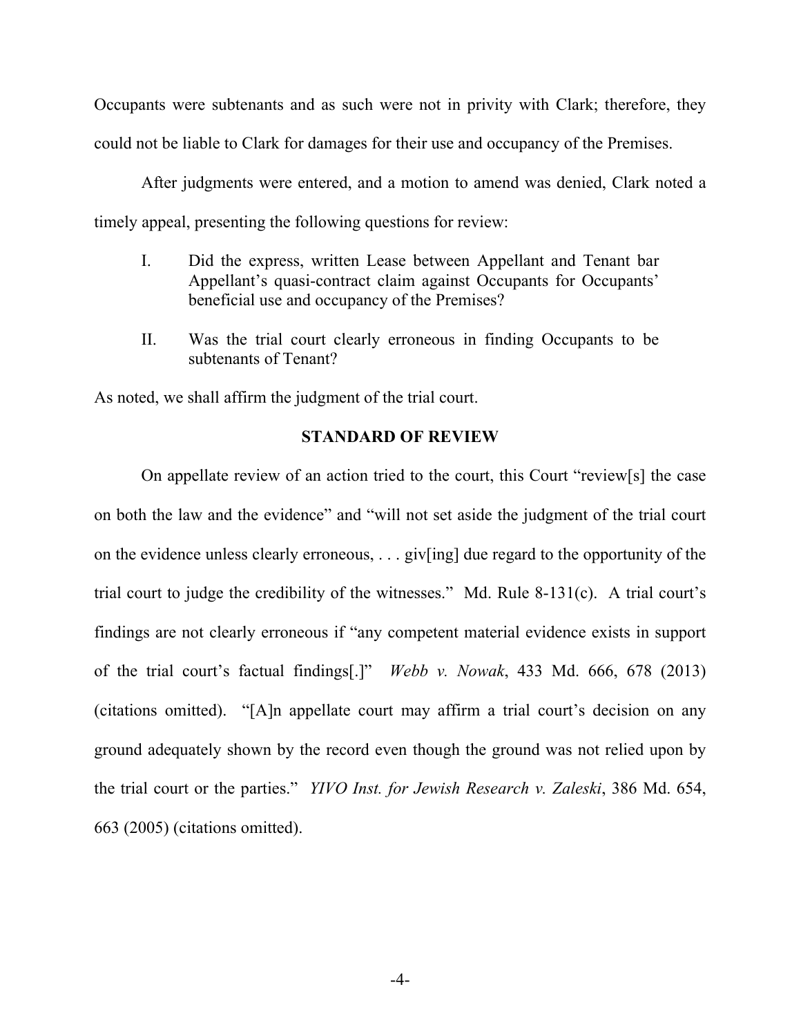Occupants were subtenants and as such were not in privity with Clark; therefore, they could not be liable to Clark for damages for their use and occupancy of the Premises.

After judgments were entered, and a motion to amend was denied, Clark noted a timely appeal, presenting the following questions for review:

> I. Did the express, written Lease between Appellant and Tenant bar Appellant's quasi-contract claim against Occupants for Occupants' beneficial use and occupancy of the Premises?
>
> II. Was the trial court clearly erroneous in finding Occupants to be subtenants of Tenant?

As noted, we shall affirm the judgment of the trial court.

## STANDARD OF REVIEW

On appellate review of an action tried to the court, this Court "review[s] the case on both the law and the evidence" and "will not set aside the judgment of the trial court on the evidence unless clearly erroneous, . . . giv[ing] due regard to the opportunity of the trial court to judge the credibility of the witnesses." Md. Rule 8-131(c). A trial court's findings are not clearly erroneous if "any competent material evidence exists in support of the trial court's factual findings[.]" *Webb v. Nowak*, 433 Md. 666, 678 (2013) (citations omitted). "[A]n appellate court may affirm a trial court's decision on any ground adequately shown by the record even though the ground was not relied upon by the trial court or the parties." *YIVO Inst. for Jewish Research v. Zaleski*, 386 Md. 654, 663 (2005) (citations omitted).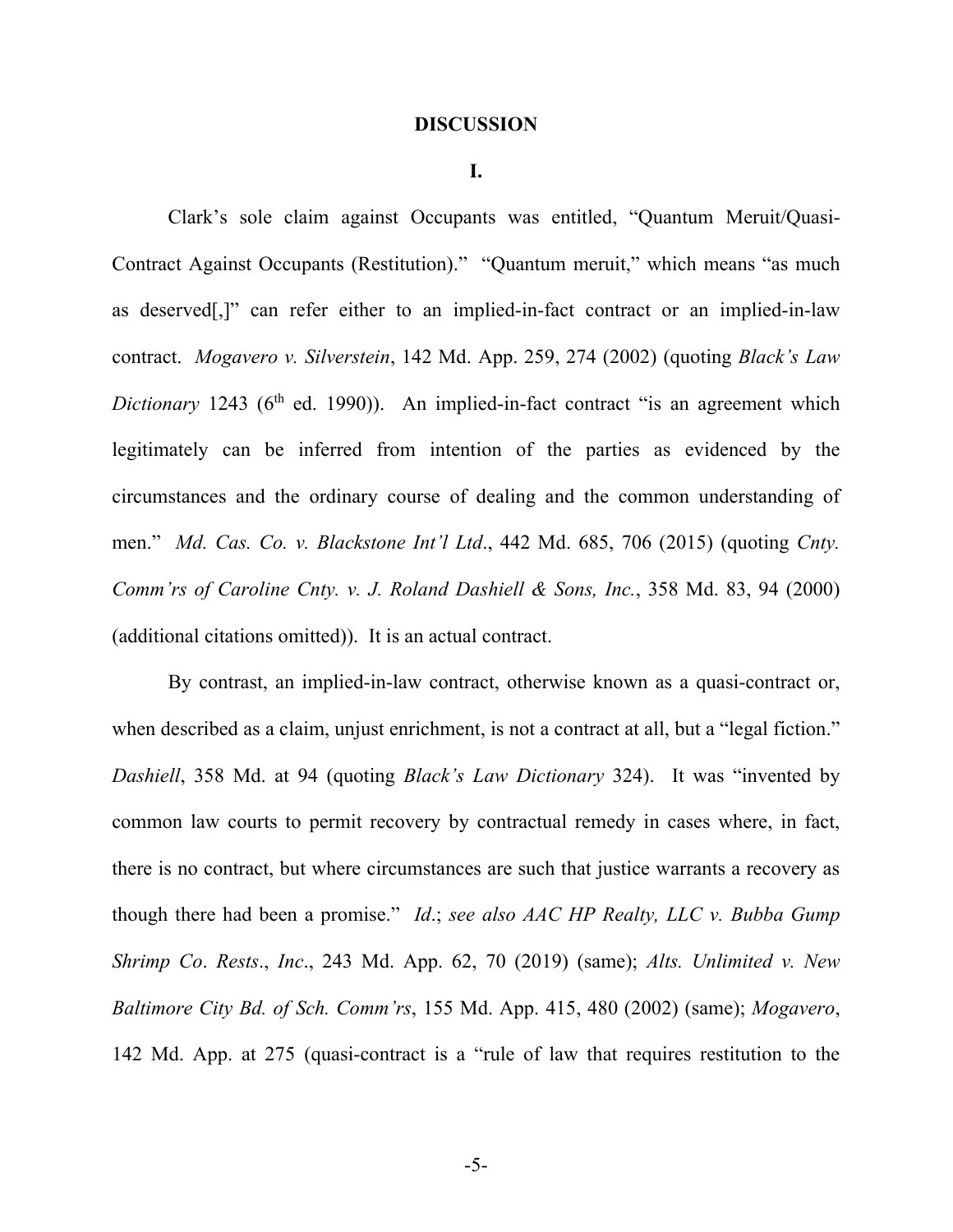## DISCUSSION

### I.

Clark's sole claim against Occupants was entitled, "Quantum Meruit/Quasi-Contract Against Occupants (Restitution)." "Quantum meruit," which means "as much as deserved[,]" can refer either to an implied-in-fact contract or an implied-in-law contract. *Mogavero v. Silverstein*, 142 Md. App. 259, 274 (2002) (quoting *Black's Law Dictionary* 1243 (6th ed. 1990)). An implied-in-fact contract "is an agreement which legitimately can be inferred from intention of the parties as evidenced by the circumstances and the ordinary course of dealing and the common understanding of men." *Md. Cas. Co. v. Blackstone Int'l Ltd*., 442 Md. 685, 706 (2015) (quoting *Cnty. Comm'rs of Caroline Cnty. v. J. Roland Dashiell & Sons, Inc.*, 358 Md. 83, 94 (2000) (additional citations omitted)). It is an actual contract.

By contrast, an implied-in-law contract, otherwise known as a quasi-contract or, when described as a claim, unjust enrichment, is not a contract at all, but a "legal fiction." *Dashiell*, 358 Md. at 94 (quoting *Black's Law Dictionary* 324). It was "invented by common law courts to permit recovery by contractual remedy in cases where, in fact, there is no contract, but where circumstances are such that justice warrants a recovery as though there had been a promise." *Id*.; *see also AAC HP Realty, LLC v. Bubba Gump Shrimp Co. Rests., Inc.*, 243 Md. App. 62, 70 (2019) (same); *Alts. Unlimited v. New Baltimore City Bd. of Sch. Comm'rs*, 155 Md. App. 415, 480 (2002) (same); *Mogavero*, 142 Md. App. at 275 (quasi-contract is a "rule of law that requires restitution to the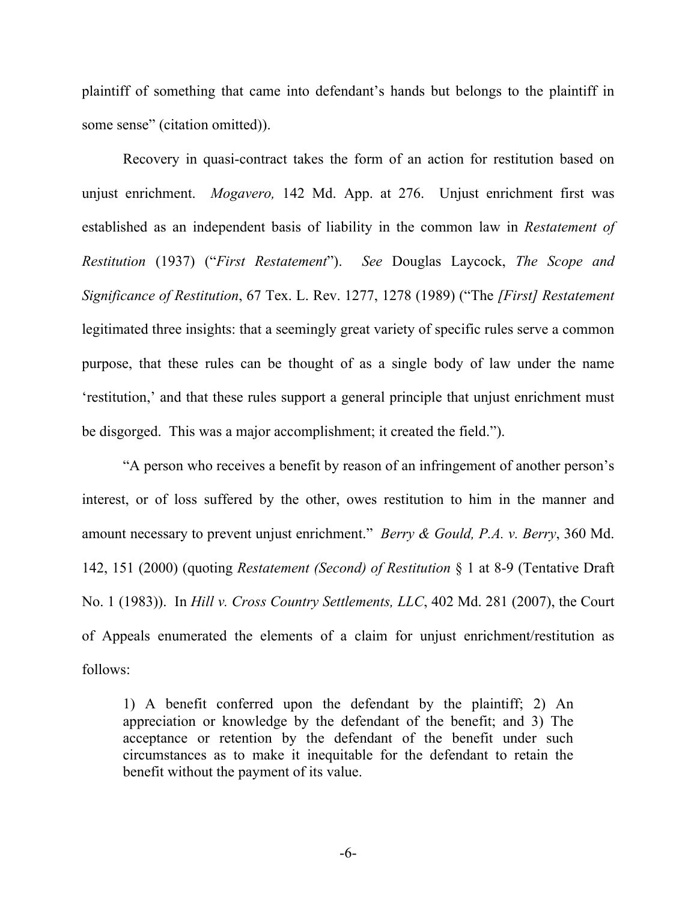plaintiff of something that came into defendant's hands but belongs to the plaintiff in some sense" (citation omitted)).

Recovery in quasi-contract takes the form of an action for restitution based on unjust enrichment. *Mogavero,* 142 Md. App. at 276. Unjust enrichment first was established as an independent basis of liability in the common law in *Restatement of Restitution* (1937) ("*First Restatement*"). *See* Douglas Laycock, *The Scope and Significance of Restitution*, 67 Tex. L. Rev. 1277, 1278 (1989) ("The *[First] Restatement* legitimated three insights: that a seemingly great variety of specific rules serve a common purpose, that these rules can be thought of as a single body of law under the name 'restitution,' and that these rules support a general principle that unjust enrichment must be disgorged. This was a major accomplishment; it created the field.").

"A person who receives a benefit by reason of an infringement of another person's interest, or of loss suffered by the other, owes restitution to him in the manner and amount necessary to prevent unjust enrichment." *Berry & Gould, P.A. v. Berry*, 360 Md. 142, 151 (2000) (quoting *Restatement (Second) of Restitution* § 1 at 8-9 (Tentative Draft No. 1 (1983)). In *Hill v. Cross Country Settlements, LLC*, 402 Md. 281 (2007), the Court of Appeals enumerated the elements of a claim for unjust enrichment/restitution as follows:

> 1) A benefit conferred upon the defendant by the plaintiff; 2) An appreciation or knowledge by the defendant of the benefit; and 3) The acceptance or retention by the defendant of the benefit under such circumstances as to make it inequitable for the defendant to retain the benefit without the payment of its value.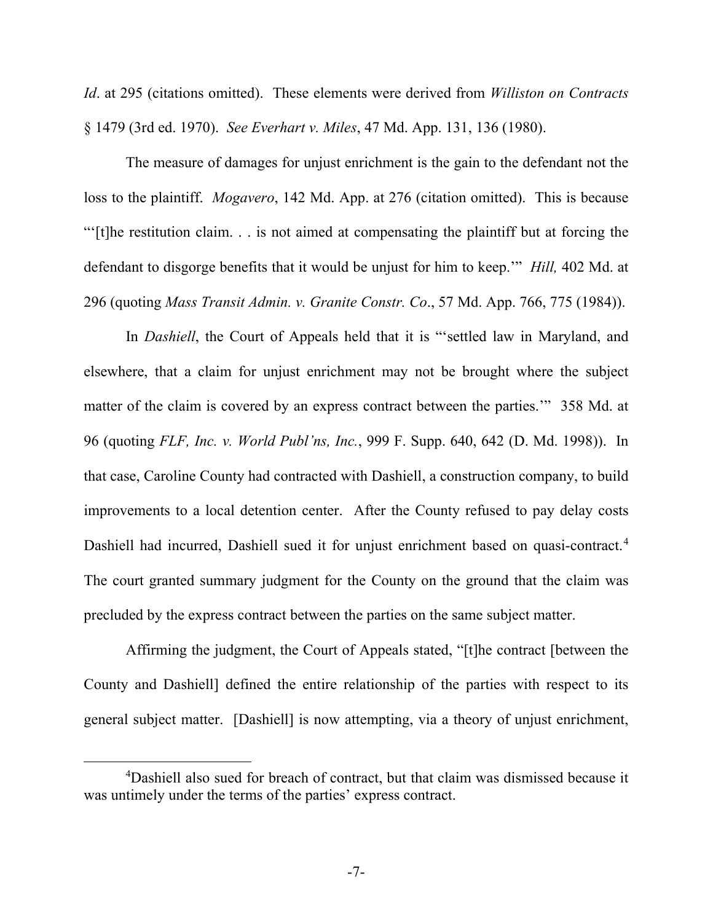*Id*. at 295 (citations omitted). These elements were derived from *Williston on Contracts* § 1479 (3rd ed. 1970). *See Everhart v. Miles*, 47 Md. App. 131, 136 (1980).

The measure of damages for unjust enrichment is the gain to the defendant not the loss to the plaintiff. *Mogavero*, 142 Md. App. at 276 (citation omitted). This is because "'[t]he restitution claim. . . is not aimed at compensating the plaintiff but at forcing the defendant to disgorge benefits that it would be unjust for him to keep.'" *Hill,* 402 Md. at 296 (quoting *Mass Transit Admin. v. Granite Constr. Co*., 57 Md. App. 766, 775 (1984)).

In *Dashiell*, the Court of Appeals held that it is "'settled law in Maryland, and elsewhere, that a claim for unjust enrichment may not be brought where the subject matter of the claim is covered by an express contract between the parties.'" 358 Md. at 96 (quoting *FLF, Inc. v. World Publ'ns, Inc.*, 999 F. Supp. 640, 642 (D. Md. 1998)). In that case, Caroline County had contracted with Dashiell, a construction company, to build improvements to a local detention center. After the County refused to pay delay costs Dashiell had incurred, Dashiell sued it for unjust enrichment based on quasi-contract.[4] The court granted summary judgment for the County on the ground that the claim was precluded by the express contract between the parties on the same subject matter.

Affirming the judgment, the Court of Appeals stated, "[t]he contract [between the County and Dashiell] defined the entire relationship of the parties with respect to its general subject matter. [Dashiell] is now attempting, via a theory of unjust enrichment,

[4]Dashiell also sued for breach of contract, but that claim was dismissed because it was untimely under the terms of the parties' express contract.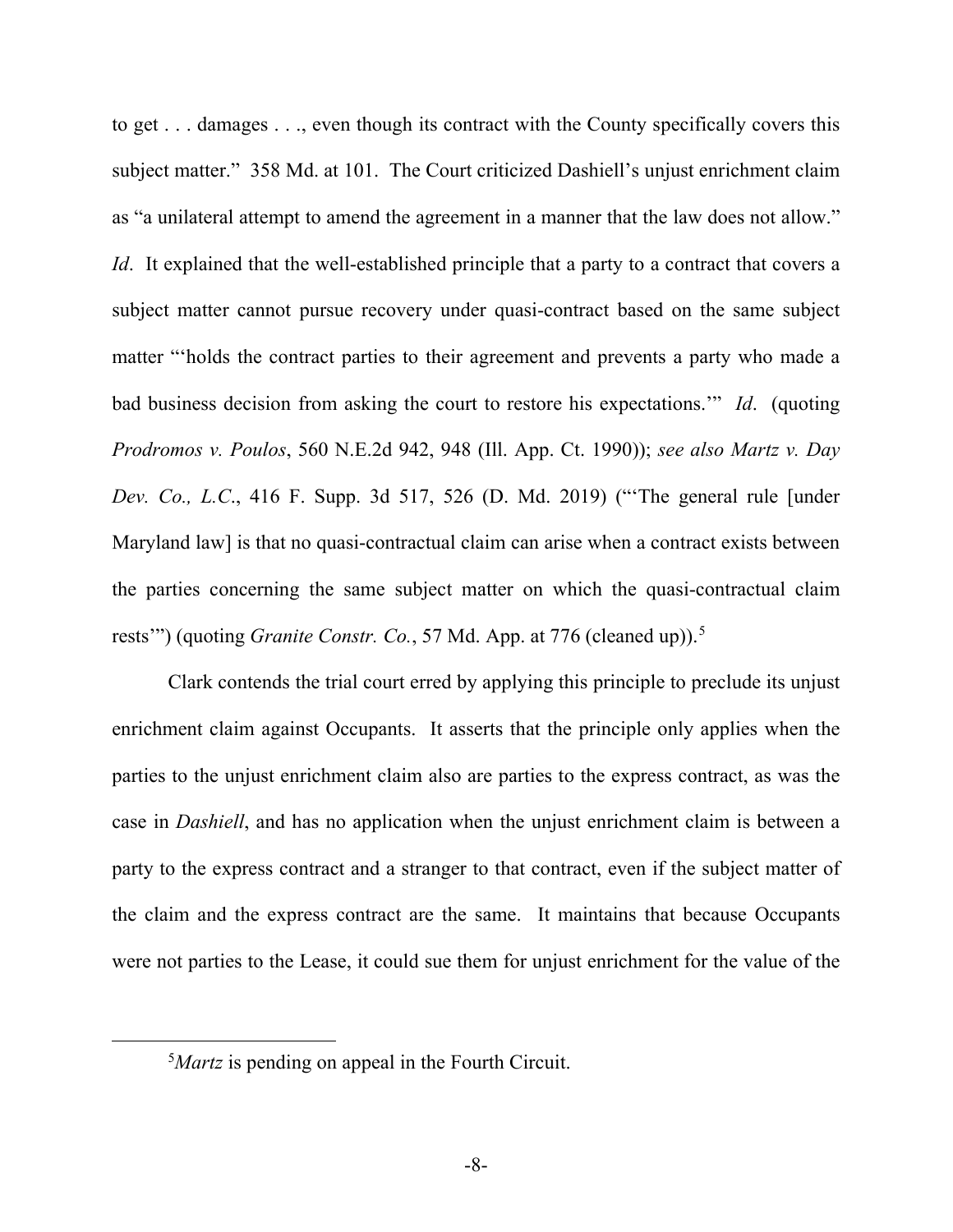to get . . . damages . . ., even though its contract with the County specifically covers this subject matter." 358 Md. at 101. The Court criticized Dashiell's unjust enrichment claim as "a unilateral attempt to amend the agreement in a manner that the law does not allow." *Id*. It explained that the well-established principle that a party to a contract that covers a subject matter cannot pursue recovery under quasi-contract based on the same subject matter "'holds the contract parties to their agreement and prevents a party who made a bad business decision from asking the court to restore his expectations.'" *Id*. (quoting *Prodromos v. Poulos*, 560 N.E.2d 942, 948 (Ill. App. Ct. 1990)); *see also Martz v. Day Dev. Co., L.C.*, 416 F. Supp. 3d 517, 526 (D. Md. 2019) ("'The general rule [under Maryland law] is that no quasi-contractual claim can arise when a contract exists between the parties concerning the same subject matter on which the quasi-contractual claim rests'") (quoting *Granite Constr. Co.*, 57 Md. App. at 776 (cleaned up)).[5]

Clark contends the trial court erred by applying this principle to preclude its unjust enrichment claim against Occupants. It asserts that the principle only applies when the parties to the unjust enrichment claim also are parties to the express contract, as was the case in *Dashiell*, and has no application when the unjust enrichment claim is between a party to the express contract and a stranger to that contract, even if the subject matter of the claim and the express contract are the same. It maintains that because Occupants were not parties to the Lease, it could sue them for unjust enrichment for the value of the

[5] *Martz* is pending on appeal in the Fourth Circuit.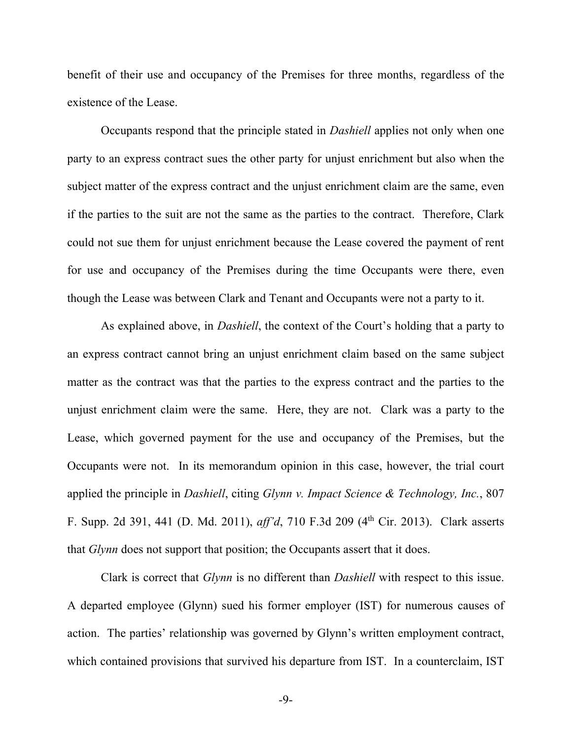benefit of their use and occupancy of the Premises for three months, regardless of the existence of the Lease.

Occupants respond that the principle stated in *Dashiell* applies not only when one party to an express contract sues the other party for unjust enrichment but also when the subject matter of the express contract and the unjust enrichment claim are the same, even if the parties to the suit are not the same as the parties to the contract. Therefore, Clark could not sue them for unjust enrichment because the Lease covered the payment of rent for use and occupancy of the Premises during the time Occupants were there, even though the Lease was between Clark and Tenant and Occupants were not a party to it.

As explained above, in *Dashiell*, the context of the Court's holding that a party to an express contract cannot bring an unjust enrichment claim based on the same subject matter as the contract was that the parties to the express contract and the parties to the unjust enrichment claim were the same. Here, they are not. Clark was a party to the Lease, which governed payment for the use and occupancy of the Premises, but the Occupants were not. In its memorandum opinion in this case, however, the trial court applied the principle in *Dashiell*, citing *Glynn v. Impact Science & Technology, Inc.*, 807 F. Supp. 2d 391, 441 (D. Md. 2011), *aff'd*, 710 F.3d 209 (4th Cir. 2013). Clark asserts that *Glynn* does not support that position; the Occupants assert that it does.

Clark is correct that *Glynn* is no different than *Dashiell* with respect to this issue. A departed employee (Glynn) sued his former employer (IST) for numerous causes of action. The parties' relationship was governed by Glynn's written employment contract, which contained provisions that survived his departure from IST. In a counterclaim, IST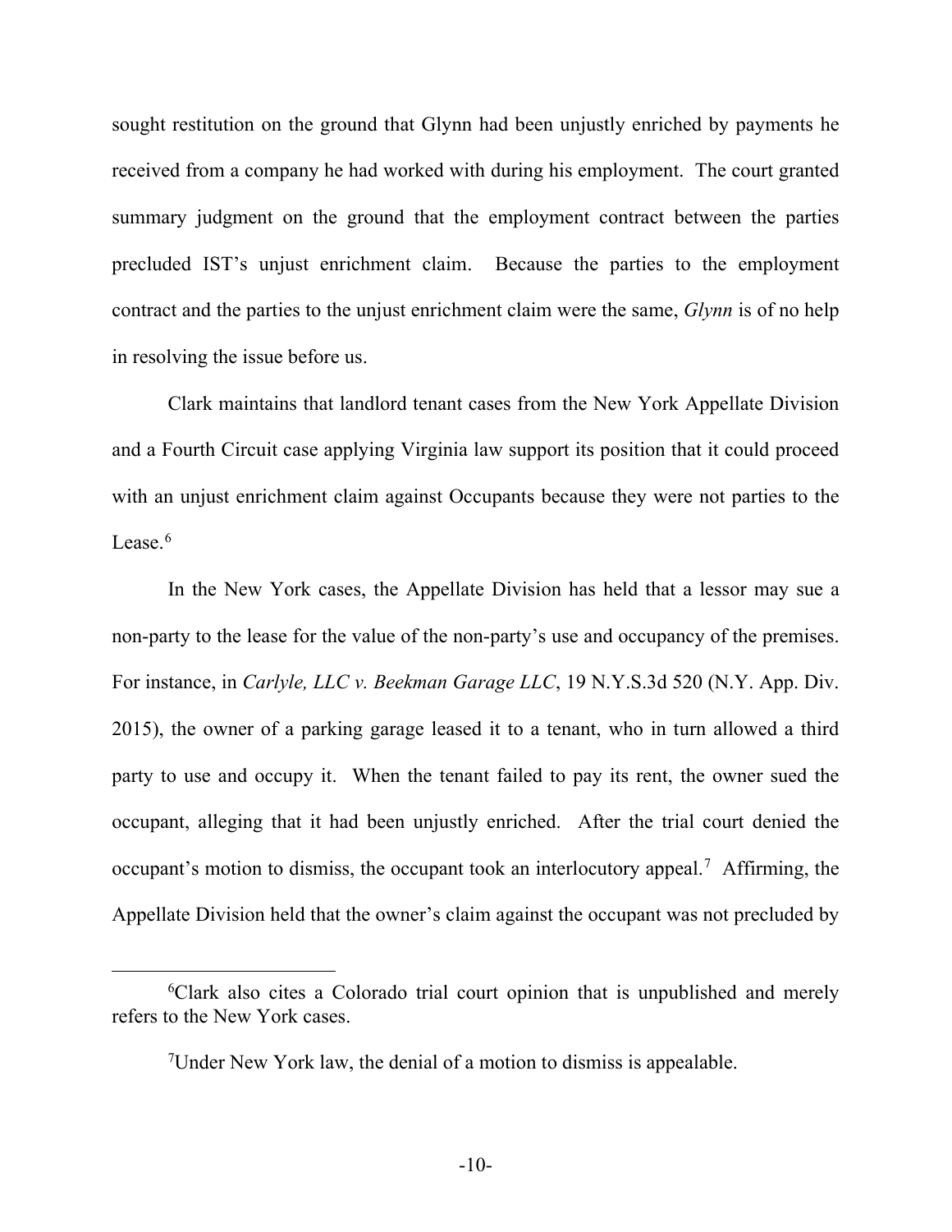sought restitution on the ground that Glynn had been unjustly enriched by payments he received from a company he had worked with during his employment. The court granted summary judgment on the ground that the employment contract between the parties precluded IST's unjust enrichment claim. Because the parties to the employment contract and the parties to the unjust enrichment claim were the same, *Glynn* is of no help in resolving the issue before us.

Clark maintains that landlord tenant cases from the New York Appellate Division and a Fourth Circuit case applying Virginia law support its position that it could proceed with an unjust enrichment claim against Occupants because they were not parties to the Lease.[6]

In the New York cases, the Appellate Division has held that a lessor may sue a non-party to the lease for the value of the non-party's use and occupancy of the premises. For instance, in *Carlyle, LLC v. Beekman Garage LLC*, 19 N.Y.S.3d 520 (N.Y. App. Div. 2015), the owner of a parking garage leased it to a tenant, who in turn allowed a third party to use and occupy it. When the tenant failed to pay its rent, the owner sued the occupant, alleging that it had been unjustly enriched. After the trial court denied the occupant's motion to dismiss, the occupant took an interlocutory appeal.[7] Affirming, the Appellate Division held that the owner's claim against the occupant was not precluded by

---

[6]Clark also cites a Colorado trial court opinion that is unpublished and merely refers to the New York cases.

[7]Under New York law, the denial of a motion to dismiss is appealable.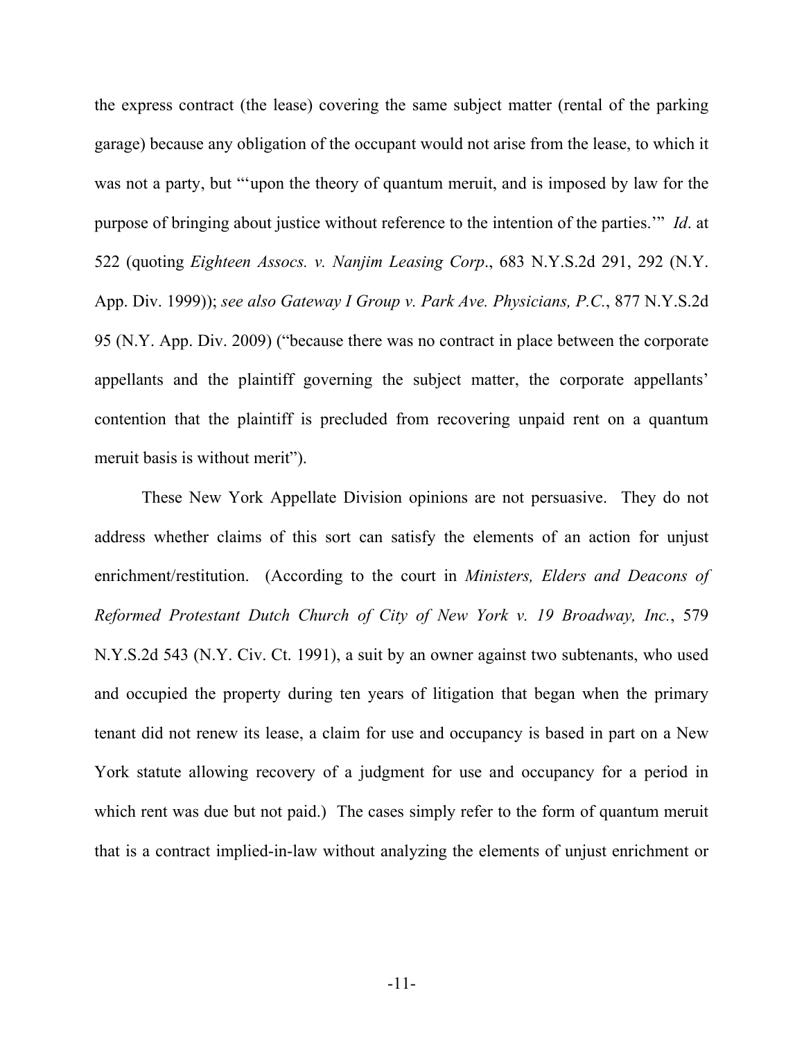the express contract (the lease) covering the same subject matter (rental of the parking garage) because any obligation of the occupant would not arise from the lease, to which it was not a party, but "'upon the theory of quantum meruit, and is imposed by law for the purpose of bringing about justice without reference to the intention of the parties.'" *Id*. at 522 (quoting *Eighteen Assocs. v. Nanjim Leasing Corp*., 683 N.Y.S.2d 291, 292 (N.Y. App. Div. 1999)); *see also Gateway I Group v. Park Ave. Physicians, P.C.*, 877 N.Y.S.2d 95 (N.Y. App. Div. 2009) ("because there was no contract in place between the corporate appellants and the plaintiff governing the subject matter, the corporate appellants' contention that the plaintiff is precluded from recovering unpaid rent on a quantum meruit basis is without merit").

These New York Appellate Division opinions are not persuasive. They do not address whether claims of this sort can satisfy the elements of an action for unjust enrichment/restitution. (According to the court in *Ministers, Elders and Deacons of Reformed Protestant Dutch Church of City of New York v. 19 Broadway, Inc.*, 579 N.Y.S.2d 543 (N.Y. Civ. Ct. 1991), a suit by an owner against two subtenants, who used and occupied the property during ten years of litigation that began when the primary tenant did not renew its lease, a claim for use and occupancy is based in part on a New York statute allowing recovery of a judgment for use and occupancy for a period in which rent was due but not paid.) The cases simply refer to the form of quantum meruit that is a contract implied-in-law without analyzing the elements of unjust enrichment or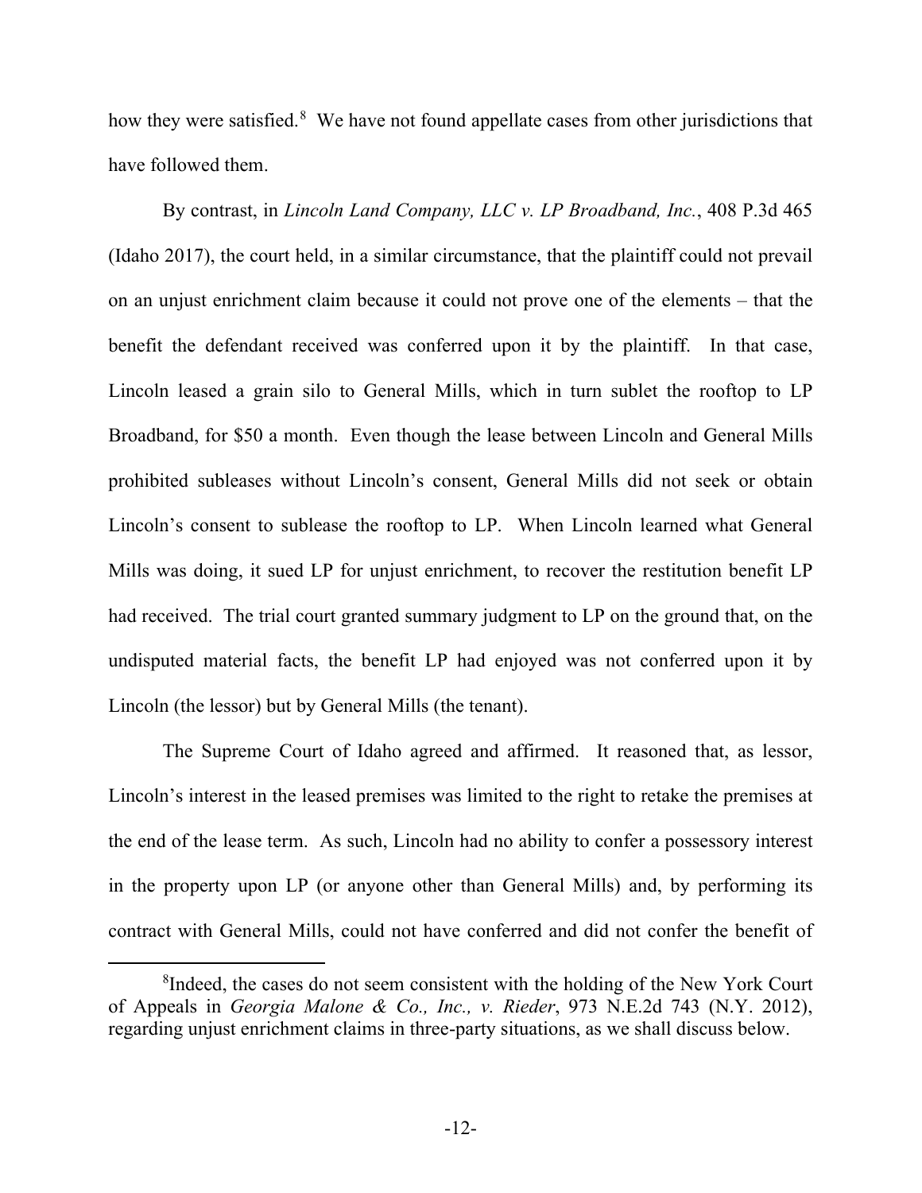how they were satisfied.[8] We have not found appellate cases from other jurisdictions that have followed them.

By contrast, in *Lincoln Land Company, LLC v. LP Broadband, Inc.*, 408 P.3d 465 (Idaho 2017), the court held, in a similar circumstance, that the plaintiff could not prevail on an unjust enrichment claim because it could not prove one of the elements – that the benefit the defendant received was conferred upon it by the plaintiff. In that case, Lincoln leased a grain silo to General Mills, which in turn sublet the rooftop to LP Broadband, for $50 a month. Even though the lease between Lincoln and General Mills prohibited subleases without Lincoln's consent, General Mills did not seek or obtain Lincoln's consent to sublease the rooftop to LP. When Lincoln learned what General Mills was doing, it sued LP for unjust enrichment, to recover the restitution benefit LP had received. The trial court granted summary judgment to LP on the ground that, on the undisputed material facts, the benefit LP had enjoyed was not conferred upon it by Lincoln (the lessor) but by General Mills (the tenant).

The Supreme Court of Idaho agreed and affirmed. It reasoned that, as lessor, Lincoln's interest in the leased premises was limited to the right to retake the premises at the end of the lease term. As such, Lincoln had no ability to confer a possessory interest in the property upon LP (or anyone other than General Mills) and, by performing its contract with General Mills, could not have conferred and did not confer the benefit of

[8] Indeed, the cases do not seem consistent with the holding of the New York Court of Appeals in *Georgia Malone & Co., Inc., v. Rieder*, 973 N.E.2d 743 (N.Y. 2012), regarding unjust enrichment claims in three-party situations, as we shall discuss below.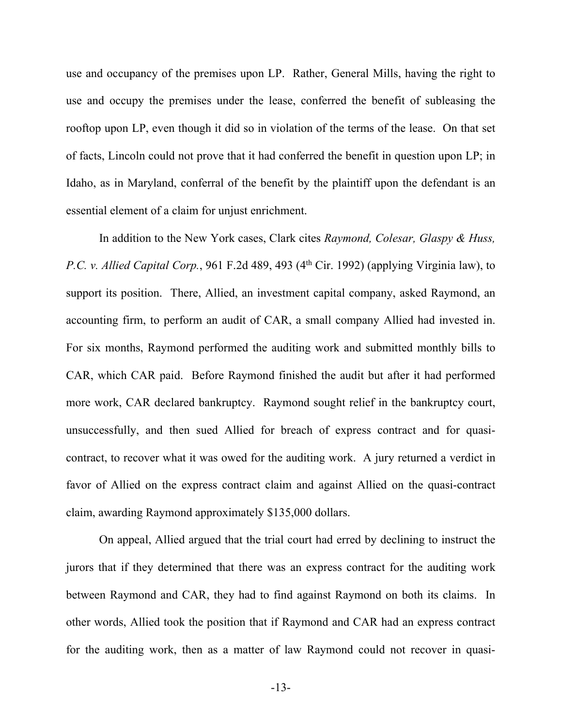use and occupancy of the premises upon LP. Rather, General Mills, having the right to use and occupy the premises under the lease, conferred the benefit of subleasing the rooftop upon LP, even though it did so in violation of the terms of the lease. On that set of facts, Lincoln could not prove that it had conferred the benefit in question upon LP; in Idaho, as in Maryland, conferral of the benefit by the plaintiff upon the defendant is an essential element of a claim for unjust enrichment.

In addition to the New York cases, Clark cites *Raymond, Colesar, Glaspy & Huss, P.C. v. Allied Capital Corp.*, 961 F.2d 489, 493 (4th Cir. 1992) (applying Virginia law), to support its position. There, Allied, an investment capital company, asked Raymond, an accounting firm, to perform an audit of CAR, a small company Allied had invested in. For six months, Raymond performed the auditing work and submitted monthly bills to CAR, which CAR paid. Before Raymond finished the audit but after it had performed more work, CAR declared bankruptcy. Raymond sought relief in the bankruptcy court, unsuccessfully, and then sued Allied for breach of express contract and for quasi-contract, to recover what it was owed for the auditing work. A jury returned a verdict in favor of Allied on the express contract claim and against Allied on the quasi-contract claim, awarding Raymond approximately $135,000 dollars.

On appeal, Allied argued that the trial court had erred by declining to instruct the jurors that if they determined that there was an express contract for the auditing work between Raymond and CAR, they had to find against Raymond on both its claims. In other words, Allied took the position that if Raymond and CAR had an express contract for the auditing work, then as a matter of law Raymond could not recover in quasi-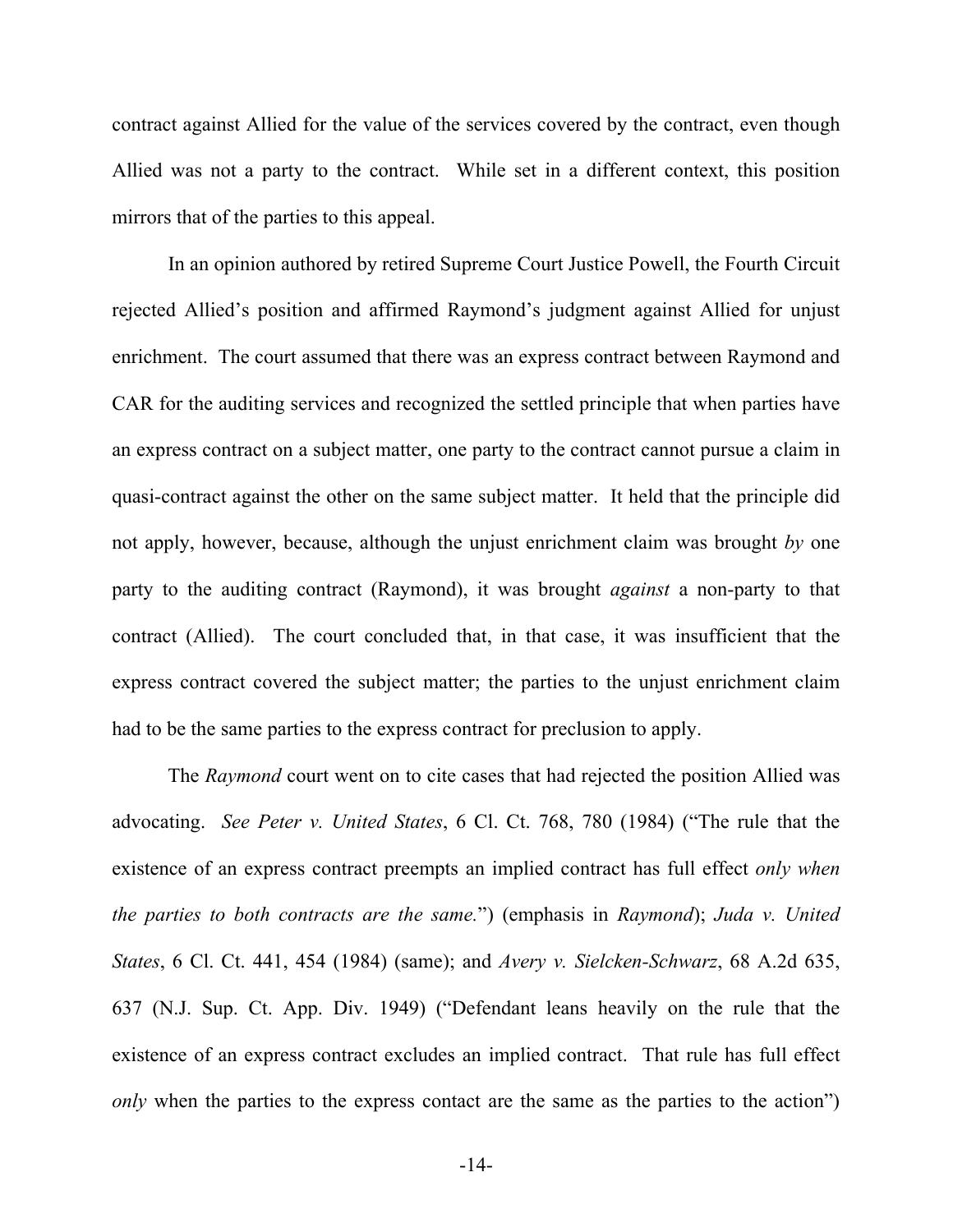contract against Allied for the value of the services covered by the contract, even though Allied was not a party to the contract. While set in a different context, this position mirrors that of the parties to this appeal.

In an opinion authored by retired Supreme Court Justice Powell, the Fourth Circuit rejected Allied's position and affirmed Raymond's judgment against Allied for unjust enrichment. The court assumed that there was an express contract between Raymond and CAR for the auditing services and recognized the settled principle that when parties have an express contract on a subject matter, one party to the contract cannot pursue a claim in quasi-contract against the other on the same subject matter. It held that the principle did not apply, however, because, although the unjust enrichment claim was brought *by* one party to the auditing contract (Raymond), it was brought *against* a non-party to that contract (Allied). The court concluded that, in that case, it was insufficient that the express contract covered the subject matter; the parties to the unjust enrichment claim had to be the same parties to the express contract for preclusion to apply.

The *Raymond* court went on to cite cases that had rejected the position Allied was advocating. *See Peter v. United States*, 6 Cl. Ct. 768, 780 (1984) ("The rule that the existence of an express contract preempts an implied contract has full effect *only when the parties to both contracts are the same.*") (emphasis in *Raymond*); *Juda v. United States*, 6 Cl. Ct. 441, 454 (1984) (same); and *Avery v. Sielcken-Schwarz*, 68 A.2d 635, 637 (N.J. Sup. Ct. App. Div. 1949) ("Defendant leans heavily on the rule that the existence of an express contract excludes an implied contract. That rule has full effect *only* when the parties to the express contact are the same as the parties to the action")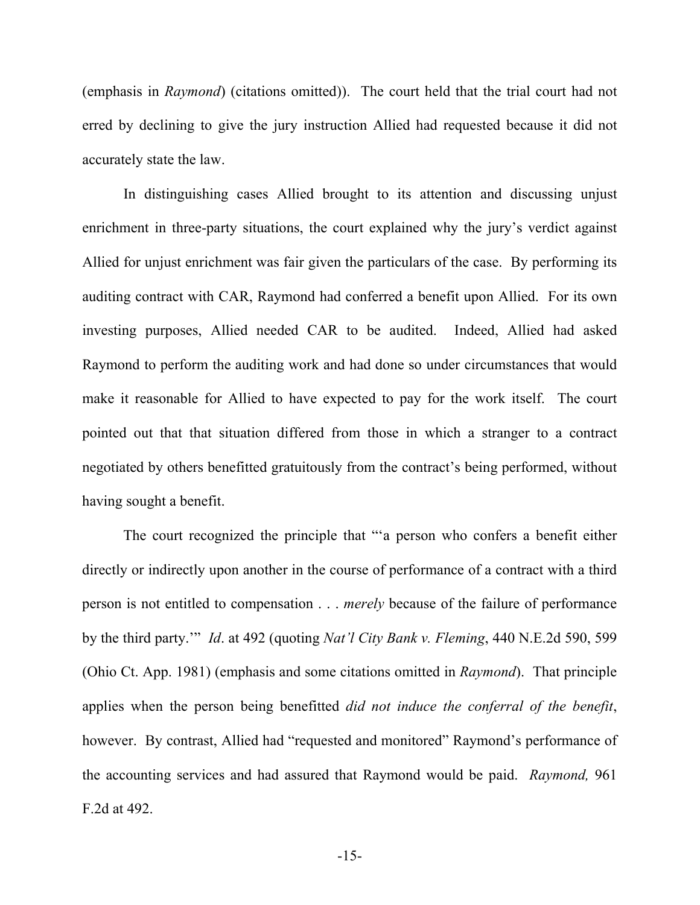(emphasis in *Raymond*) (citations omitted)). The court held that the trial court had not erred by declining to give the jury instruction Allied had requested because it did not accurately state the law.

In distinguishing cases Allied brought to its attention and discussing unjust enrichment in three-party situations, the court explained why the jury's verdict against Allied for unjust enrichment was fair given the particulars of the case. By performing its auditing contract with CAR, Raymond had conferred a benefit upon Allied. For its own investing purposes, Allied needed CAR to be audited. Indeed, Allied had asked Raymond to perform the auditing work and had done so under circumstances that would make it reasonable for Allied to have expected to pay for the work itself. The court pointed out that that situation differed from those in which a stranger to a contract negotiated by others benefitted gratuitously from the contract's being performed, without having sought a benefit.

The court recognized the principle that "'a person who confers a benefit either directly or indirectly upon another in the course of performance of a contract with a third person is not entitled to compensation . . . *merely* because of the failure of performance by the third party.'" *Id*. at 492 (quoting *Nat'l City Bank v. Fleming*, 440 N.E.2d 590, 599 (Ohio Ct. App. 1981) (emphasis and some citations omitted in *Raymond*). That principle applies when the person being benefitted *did not induce the conferral of the benefit*, however. By contrast, Allied had "requested and monitored" Raymond's performance of the accounting services and had assured that Raymond would be paid. *Raymond,* 961 F.2d at 492.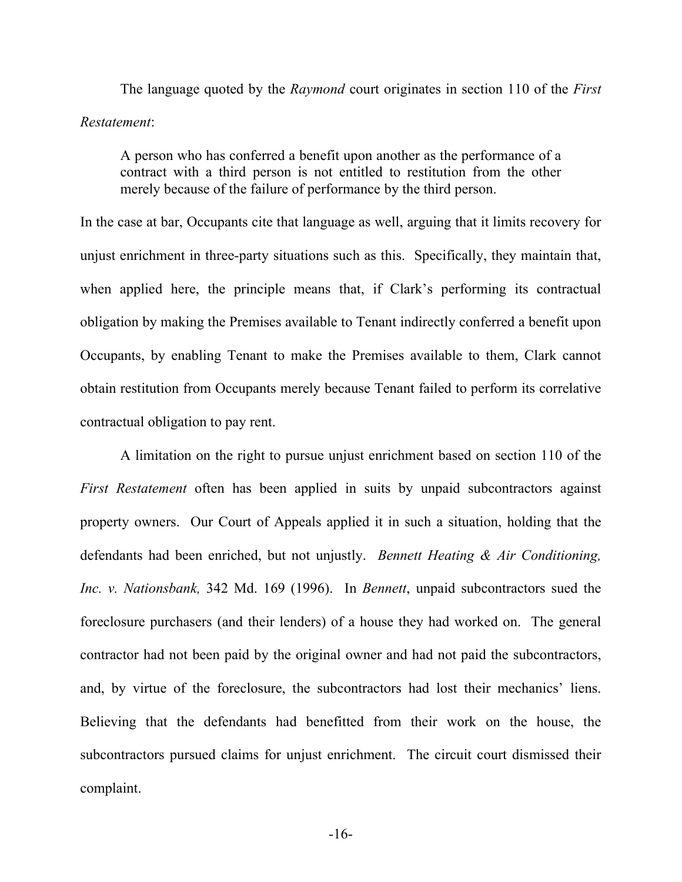The language quoted by the *Raymond* court originates in section 110 of the *First Restatement*:

> A person who has conferred a benefit upon another as the performance of a contract with a third person is not entitled to restitution from the other merely because of the failure of performance by the third person.

In the case at bar, Occupants cite that language as well, arguing that it limits recovery for unjust enrichment in three-party situations such as this. Specifically, they maintain that, when applied here, the principle means that, if Clark's performing its contractual obligation by making the Premises available to Tenant indirectly conferred a benefit upon Occupants, by enabling Tenant to make the Premises available to them, Clark cannot obtain restitution from Occupants merely because Tenant failed to perform its correlative contractual obligation to pay rent.

A limitation on the right to pursue unjust enrichment based on section 110 of the *First Restatement* often has been applied in suits by unpaid subcontractors against property owners. Our Court of Appeals applied it in such a situation, holding that the defendants had been enriched, but not unjustly. *Bennett Heating & Air Conditioning, Inc. v. Nationsbank,* 342 Md. 169 (1996). In *Bennett*, unpaid subcontractors sued the foreclosure purchasers (and their lenders) of a house they had worked on. The general contractor had not been paid by the original owner and had not paid the subcontractors, and, by virtue of the foreclosure, the subcontractors had lost their mechanics' liens. Believing that the defendants had benefitted from their work on the house, the subcontractors pursued claims for unjust enrichment. The circuit court dismissed their complaint.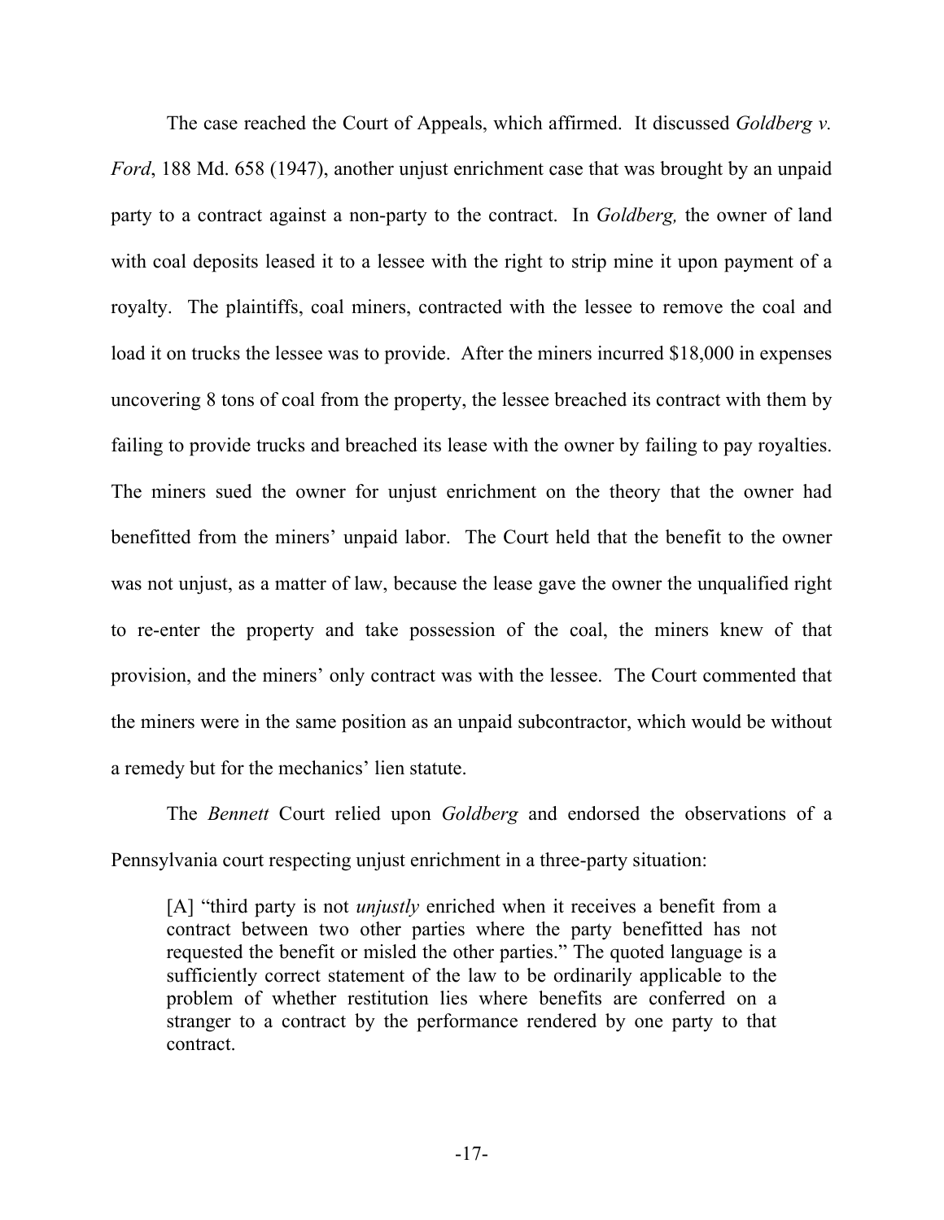The case reached the Court of Appeals, which affirmed. It discussed *Goldberg v. Ford*, 188 Md. 658 (1947), another unjust enrichment case that was brought by an unpaid party to a contract against a non-party to the contract. In *Goldberg,* the owner of land with coal deposits leased it to a lessee with the right to strip mine it upon payment of a royalty. The plaintiffs, coal miners, contracted with the lessee to remove the coal and load it on trucks the lessee was to provide. After the miners incurred $18,000 in expenses uncovering 8 tons of coal from the property, the lessee breached its contract with them by failing to provide trucks and breached its lease with the owner by failing to pay royalties. The miners sued the owner for unjust enrichment on the theory that the owner had benefitted from the miners' unpaid labor. The Court held that the benefit to the owner was not unjust, as a matter of law, because the lease gave the owner the unqualified right to re-enter the property and take possession of the coal, the miners knew of that provision, and the miners' only contract was with the lessee. The Court commented that the miners were in the same position as an unpaid subcontractor, which would be without a remedy but for the mechanics' lien statute.

The *Bennett* Court relied upon *Goldberg* and endorsed the observations of a Pennsylvania court respecting unjust enrichment in a three-party situation:

> [A] "third party is not *unjustly* enriched when it receives a benefit from a contract between two other parties where the party benefitted has not requested the benefit or misled the other parties." The quoted language is a sufficiently correct statement of the law to be ordinarily applicable to the problem of whether restitution lies where benefits are conferred on a stranger to a contract by the performance rendered by one party to that contract.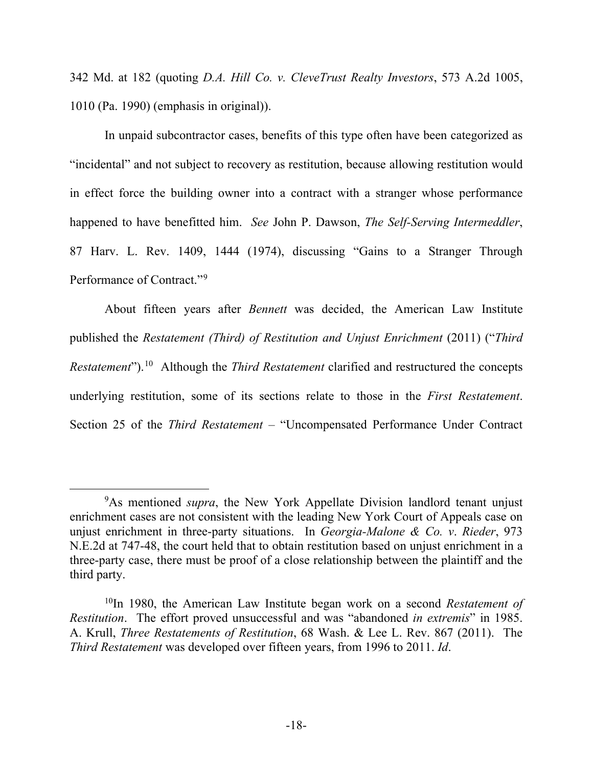342 Md. at 182 (quoting *D.A. Hill Co. v. CleveTrust Realty Investors*, 573 A.2d 1005, 1010 (Pa. 1990) (emphasis in original)).

In unpaid subcontractor cases, benefits of this type often have been categorized as "incidental" and not subject to recovery as restitution, because allowing restitution would in effect force the building owner into a contract with a stranger whose performance happened to have benefitted him. *See* John P. Dawson, *The Self-Serving Intermeddler*, 87 Harv. L. Rev. 1409, 1444 (1974), discussing "Gains to a Stranger Through Performance of Contract."[9]

About fifteen years after *Bennett* was decided, the American Law Institute published the *Restatement (Third) of Restitution and Unjust Enrichment* (2011) ("*Third Restatement*").[10] Although the *Third Restatement* clarified and restructured the concepts underlying restitution, some of its sections relate to those in the *First Restatement*. Section 25 of the *Third Restatement* – "Uncompensated Performance Under Contract

---

[9]As mentioned *supra*, the New York Appellate Division landlord tenant unjust enrichment cases are not consistent with the leading New York Court of Appeals case on unjust enrichment in three-party situations. In *Georgia-Malone & Co. v. Rieder*, 973 N.E.2d at 747-48, the court held that to obtain restitution based on unjust enrichment in a three-party case, there must be proof of a close relationship between the plaintiff and the third party.

[10]In 1980, the American Law Institute began work on a second *Restatement of Restitution*. The effort proved unsuccessful and was "abandoned *in extremis*" in 1985. A. Krull, *Three Restatements of Restitution*, 68 Wash. & Lee L. Rev. 867 (2011). The *Third Restatement* was developed over fifteen years, from 1996 to 2011. *Id*.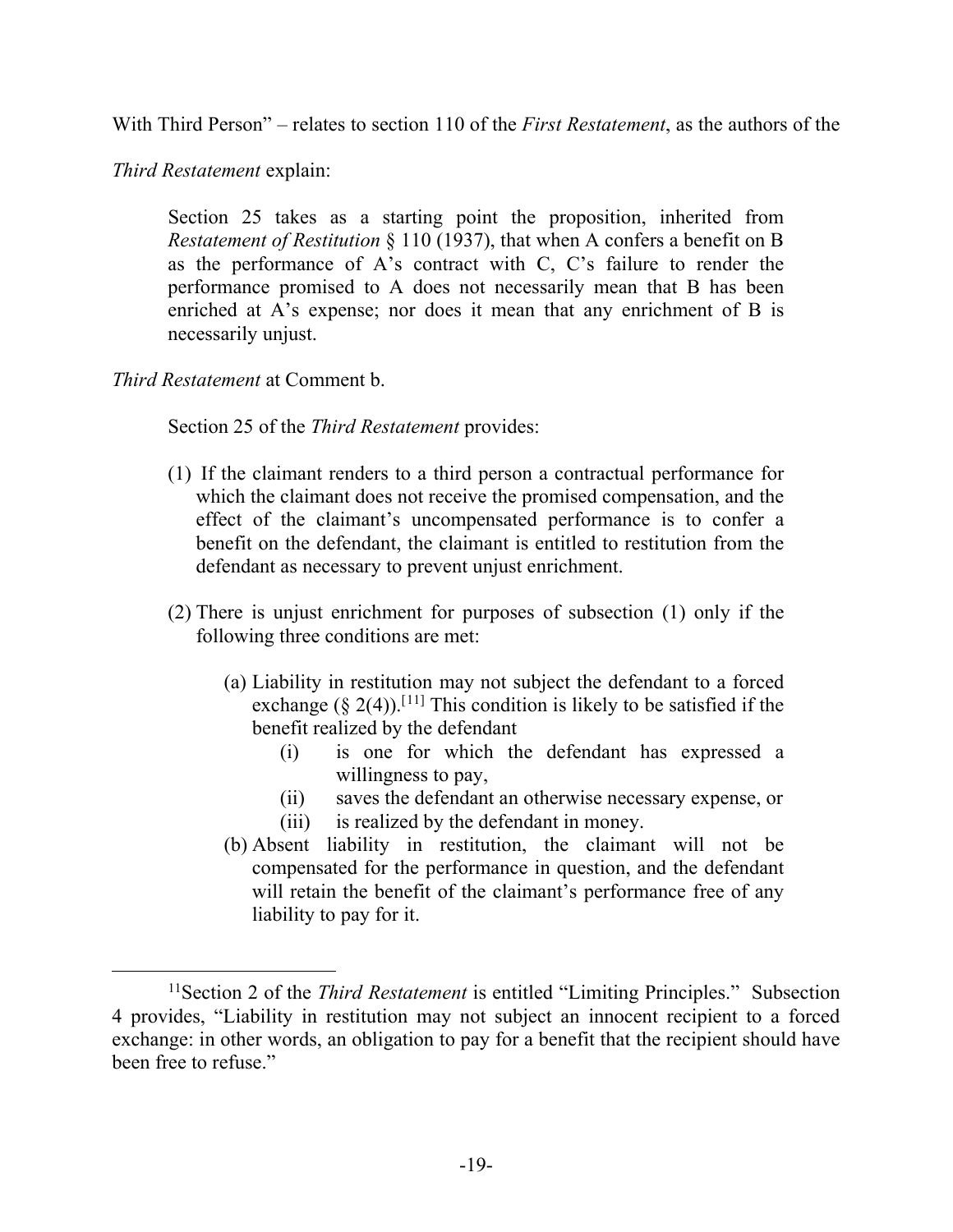With Third Person" – relates to section 110 of the *First Restatement*, as the authors of the *Third Restatement* explain:

> Section 25 takes as a starting point the proposition, inherited from *Restatement of Restitution* § 110 (1937), that when A confers a benefit on B as the performance of A's contract with C, C's failure to render the performance promised to A does not necessarily mean that B has been enriched at A's expense; nor does it mean that any enrichment of B is necessarily unjust.

*Third Restatement* at Comment b.

Section 25 of the *Third Restatement* provides:

> (1) If the claimant renders to a third person a contractual performance for which the claimant does not receive the promised compensation, and the effect of the claimant's uncompensated performance is to confer a benefit on the defendant, the claimant is entitled to restitution from the defendant as necessary to prevent unjust enrichment.
>
> (2) There is unjust enrichment for purposes of subsection (1) only if the following three conditions are met:
>
> (a) Liability in restitution may not subject the defendant to a forced exchange (§ 2(4)).[11] This condition is likely to be satisfied if the benefit realized by the defendant
>
> (i) is one for which the defendant has expressed a willingness to pay,
>
> (ii) saves the defendant an otherwise necessary expense, or
>
> (iii) is realized by the defendant in money.
>
> (b) Absent liability in restitution, the claimant will not be compensated for the performance in question, and the defendant will retain the benefit of the claimant's performance free of any liability to pay for it.

[11]Section 2 of the *Third Restatement* is entitled "Limiting Principles." Subsection 4 provides, "Liability in restitution may not subject an innocent recipient to a forced exchange: in other words, an obligation to pay for a benefit that the recipient should have been free to refuse."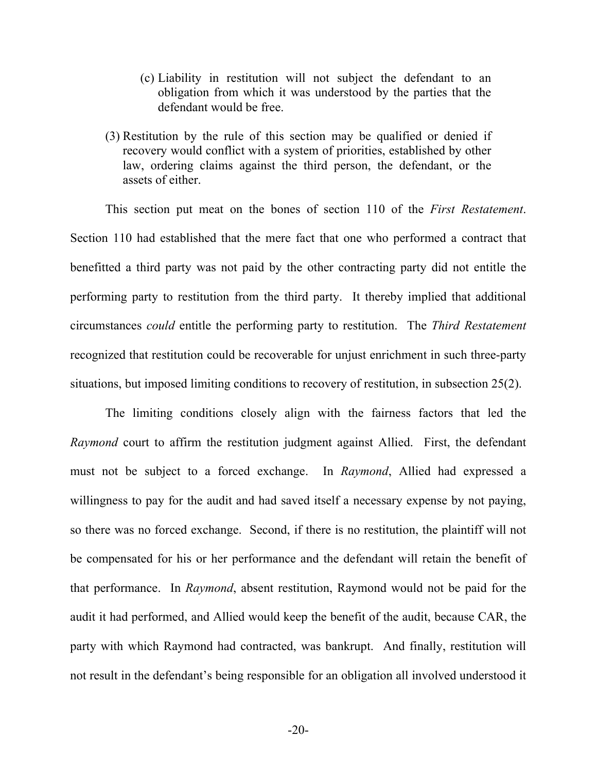> (c) Liability in restitution will not subject the defendant to an obligation from which it was understood by the parties that the defendant would be free.
>
> (3) Restitution by the rule of this section may be qualified or denied if recovery would conflict with a system of priorities, established by other law, ordering claims against the third person, the defendant, or the assets of either.

This section put meat on the bones of section 110 of the *First Restatement*. Section 110 had established that the mere fact that one who performed a contract that benefitted a third party was not paid by the other contracting party did not entitle the performing party to restitution from the third party. It thereby implied that additional circumstances *could* entitle the performing party to restitution. The *Third Restatement* recognized that restitution could be recoverable for unjust enrichment in such three-party situations, but imposed limiting conditions to recovery of restitution, in subsection 25(2).

The limiting conditions closely align with the fairness factors that led the *Raymond* court to affirm the restitution judgment against Allied. First, the defendant must not be subject to a forced exchange. In *Raymond*, Allied had expressed a willingness to pay for the audit and had saved itself a necessary expense by not paying, so there was no forced exchange. Second, if there is no restitution, the plaintiff will not be compensated for his or her performance and the defendant will retain the benefit of that performance. In *Raymond*, absent restitution, Raymond would not be paid for the audit it had performed, and Allied would keep the benefit of the audit, because CAR, the party with which Raymond had contracted, was bankrupt. And finally, restitution will not result in the defendant's being responsible for an obligation all involved understood it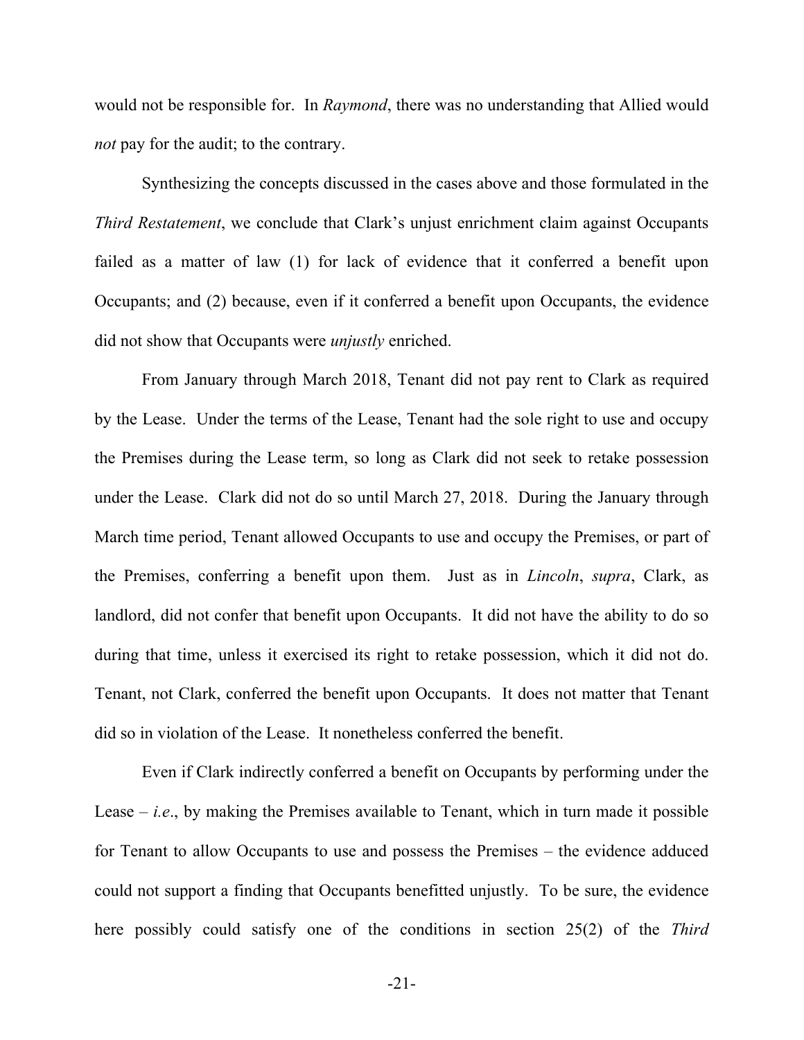would not be responsible for. In *Raymond*, there was no understanding that Allied would *not* pay for the audit; to the contrary.

Synthesizing the concepts discussed in the cases above and those formulated in the *Third Restatement*, we conclude that Clark's unjust enrichment claim against Occupants failed as a matter of law (1) for lack of evidence that it conferred a benefit upon Occupants; and (2) because, even if it conferred a benefit upon Occupants, the evidence did not show that Occupants were *unjustly* enriched.

From January through March 2018, Tenant did not pay rent to Clark as required by the Lease. Under the terms of the Lease, Tenant had the sole right to use and occupy the Premises during the Lease term, so long as Clark did not seek to retake possession under the Lease. Clark did not do so until March 27, 2018. During the January through March time period, Tenant allowed Occupants to use and occupy the Premises, or part of the Premises, conferring a benefit upon them. Just as in *Lincoln*, *supra*, Clark, as landlord, did not confer that benefit upon Occupants. It did not have the ability to do so during that time, unless it exercised its right to retake possession, which it did not do. Tenant, not Clark, conferred the benefit upon Occupants. It does not matter that Tenant did so in violation of the Lease. It nonetheless conferred the benefit.

Even if Clark indirectly conferred a benefit on Occupants by performing under the Lease – *i.e.*, by making the Premises available to Tenant, which in turn made it possible for Tenant to allow Occupants to use and possess the Premises – the evidence adduced could not support a finding that Occupants benefitted unjustly. To be sure, the evidence here possibly could satisfy one of the conditions in section 25(2) of the *Third*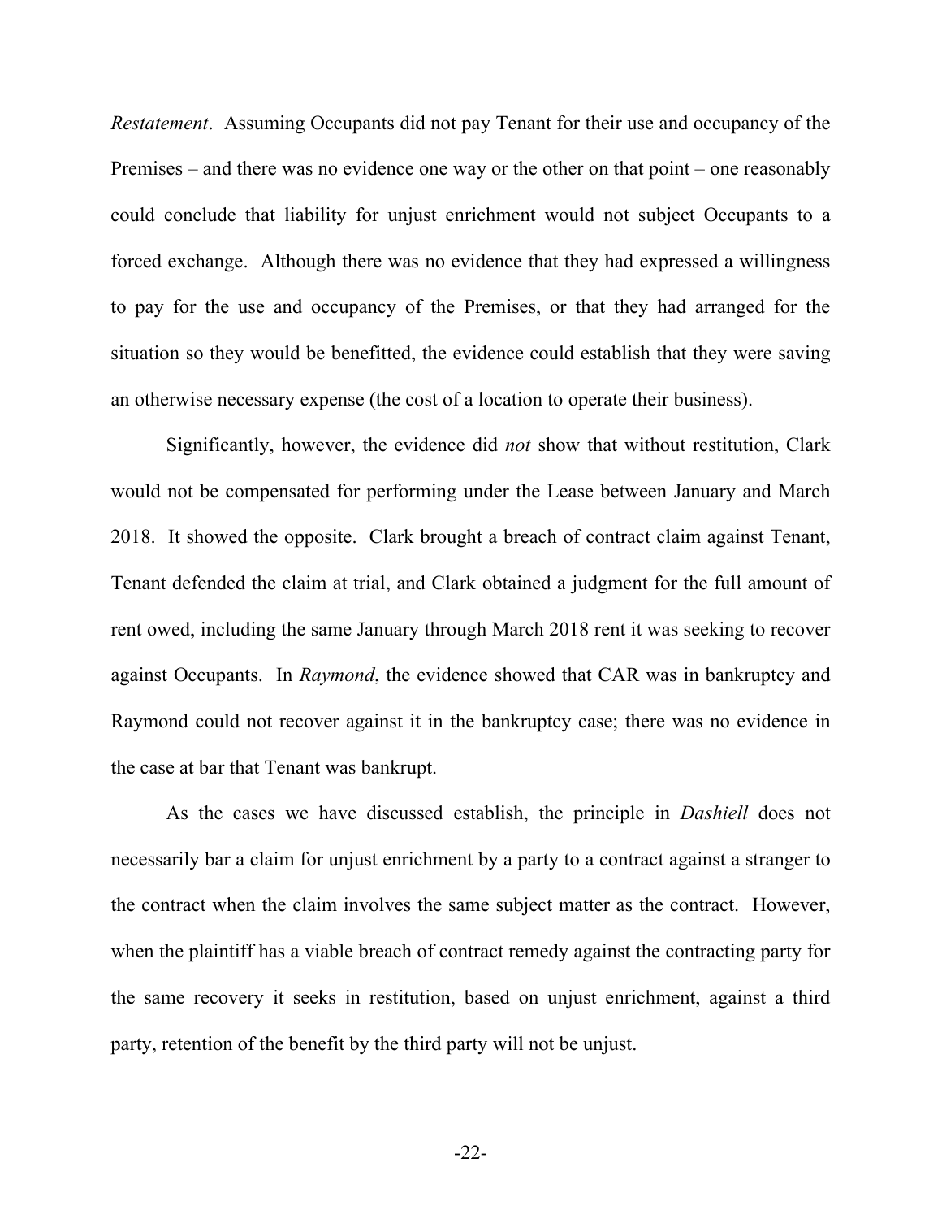*Restatement*. Assuming Occupants did not pay Tenant for their use and occupancy of the Premises – and there was no evidence one way or the other on that point – one reasonably could conclude that liability for unjust enrichment would not subject Occupants to a forced exchange. Although there was no evidence that they had expressed a willingness to pay for the use and occupancy of the Premises, or that they had arranged for the situation so they would be benefitted, the evidence could establish that they were saving an otherwise necessary expense (the cost of a location to operate their business).

Significantly, however, the evidence did *not* show that without restitution, Clark would not be compensated for performing under the Lease between January and March 2018. It showed the opposite. Clark brought a breach of contract claim against Tenant, Tenant defended the claim at trial, and Clark obtained a judgment for the full amount of rent owed, including the same January through March 2018 rent it was seeking to recover against Occupants. In *Raymond*, the evidence showed that CAR was in bankruptcy and Raymond could not recover against it in the bankruptcy case; there was no evidence in the case at bar that Tenant was bankrupt.

As the cases we have discussed establish, the principle in *Dashiell* does not necessarily bar a claim for unjust enrichment by a party to a contract against a stranger to the contract when the claim involves the same subject matter as the contract. However, when the plaintiff has a viable breach of contract remedy against the contracting party for the same recovery it seeks in restitution, based on unjust enrichment, against a third party, retention of the benefit by the third party will not be unjust.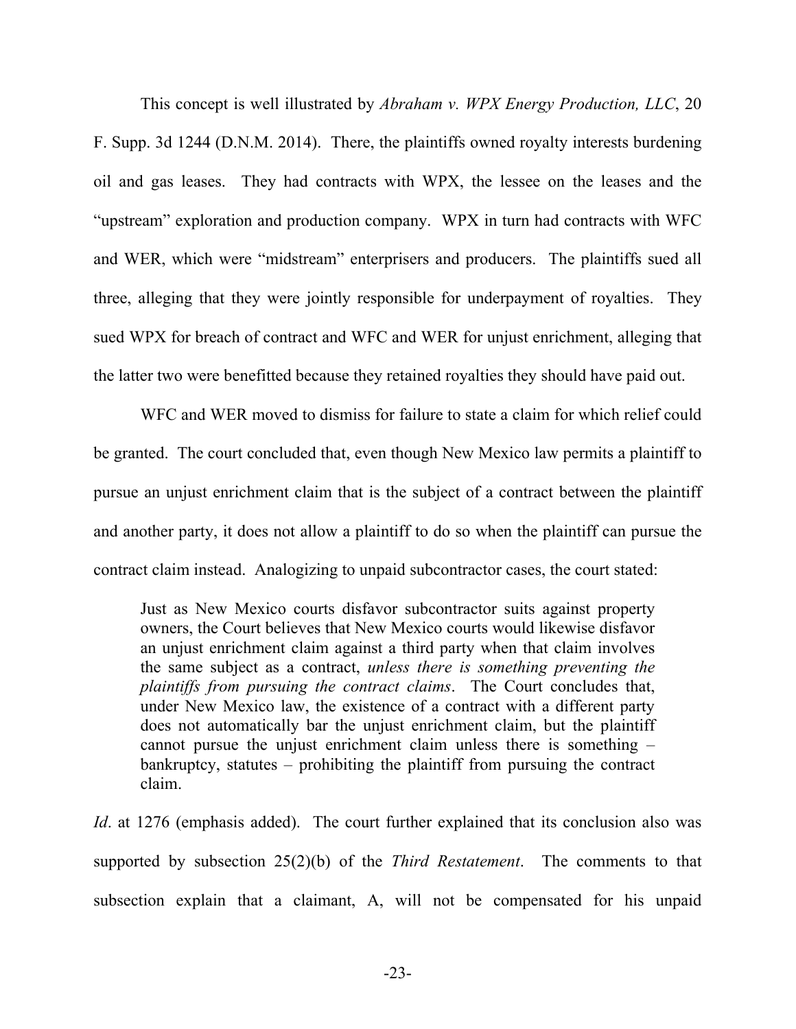This concept is well illustrated by *Abraham v. WPX Energy Production, LLC*, 20 F. Supp. 3d 1244 (D.N.M. 2014). There, the plaintiffs owned royalty interests burdening oil and gas leases. They had contracts with WPX, the lessee on the leases and the "upstream" exploration and production company. WPX in turn had contracts with WFC and WER, which were "midstream" enterprisers and producers. The plaintiffs sued all three, alleging that they were jointly responsible for underpayment of royalties. They sued WPX for breach of contract and WFC and WER for unjust enrichment, alleging that the latter two were benefitted because they retained royalties they should have paid out.

WFC and WER moved to dismiss for failure to state a claim for which relief could be granted. The court concluded that, even though New Mexico law permits a plaintiff to pursue an unjust enrichment claim that is the subject of a contract between the plaintiff and another party, it does not allow a plaintiff to do so when the plaintiff can pursue the contract claim instead. Analogizing to unpaid subcontractor cases, the court stated:

> Just as New Mexico courts disfavor subcontractor suits against property owners, the Court believes that New Mexico courts would likewise disfavor an unjust enrichment claim against a third party when that claim involves the same subject as a contract, *unless there is something preventing the plaintiffs from pursuing the contract claims*. The Court concludes that, under New Mexico law, the existence of a contract with a different party does not automatically bar the unjust enrichment claim, but the plaintiff cannot pursue the unjust enrichment claim unless there is something – bankruptcy, statutes – prohibiting the plaintiff from pursuing the contract claim.

*Id*. at 1276 (emphasis added). The court further explained that its conclusion also was supported by subsection 25(2)(b) of the *Third Restatement*. The comments to that subsection explain that a claimant, A, will not be compensated for his unpaid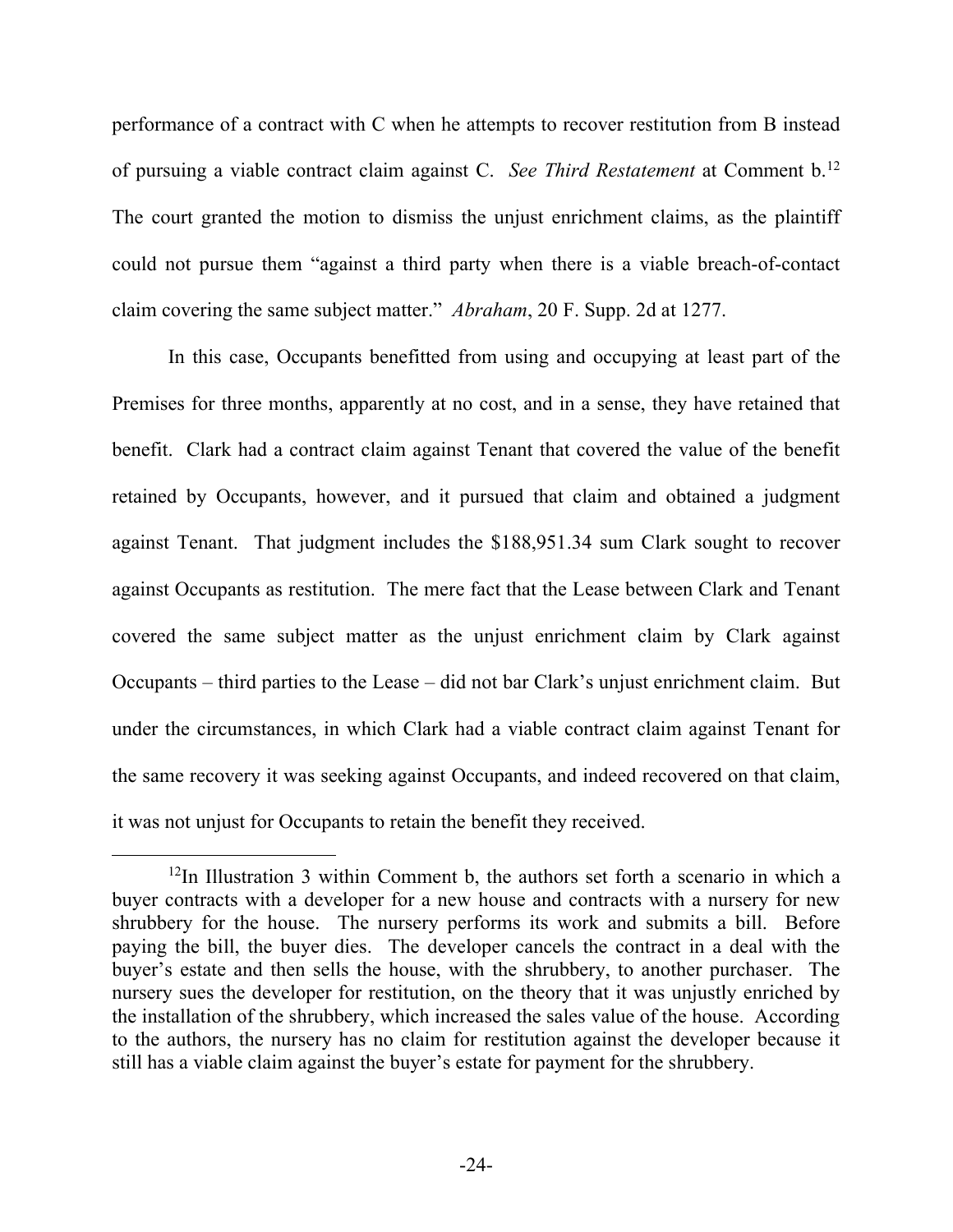performance of a contract with C when he attempts to recover restitution from B instead of pursuing a viable contract claim against C. *See Third Restatement* at Comment b.[12] The court granted the motion to dismiss the unjust enrichment claims, as the plaintiff could not pursue them "against a third party when there is a viable breach-of-contact claim covering the same subject matter." *Abraham*, 20 F. Supp. 2d at 1277.

In this case, Occupants benefitted from using and occupying at least part of the Premises for three months, apparently at no cost, and in a sense, they have retained that benefit. Clark had a contract claim against Tenant that covered the value of the benefit retained by Occupants, however, and it pursued that claim and obtained a judgment against Tenant. That judgment includes the $188,951.34 sum Clark sought to recover against Occupants as restitution. The mere fact that the Lease between Clark and Tenant covered the same subject matter as the unjust enrichment claim by Clark against Occupants – third parties to the Lease – did not bar Clark's unjust enrichment claim. But under the circumstances, in which Clark had a viable contract claim against Tenant for the same recovery it was seeking against Occupants, and indeed recovered on that claim, it was not unjust for Occupants to retain the benefit they received.

---

[12] In Illustration 3 within Comment b, the authors set forth a scenario in which a buyer contracts with a developer for a new house and contracts with a nursery for new shrubbery for the house. The nursery performs its work and submits a bill. Before paying the bill, the buyer dies. The developer cancels the contract in a deal with the buyer's estate and then sells the house, with the shrubbery, to another purchaser. The nursery sues the developer for restitution, on the theory that it was unjustly enriched by the installation of the shrubbery, which increased the sales value of the house. According to the authors, the nursery has no claim for restitution against the developer because it still has a viable claim against the buyer's estate for payment for the shrubbery.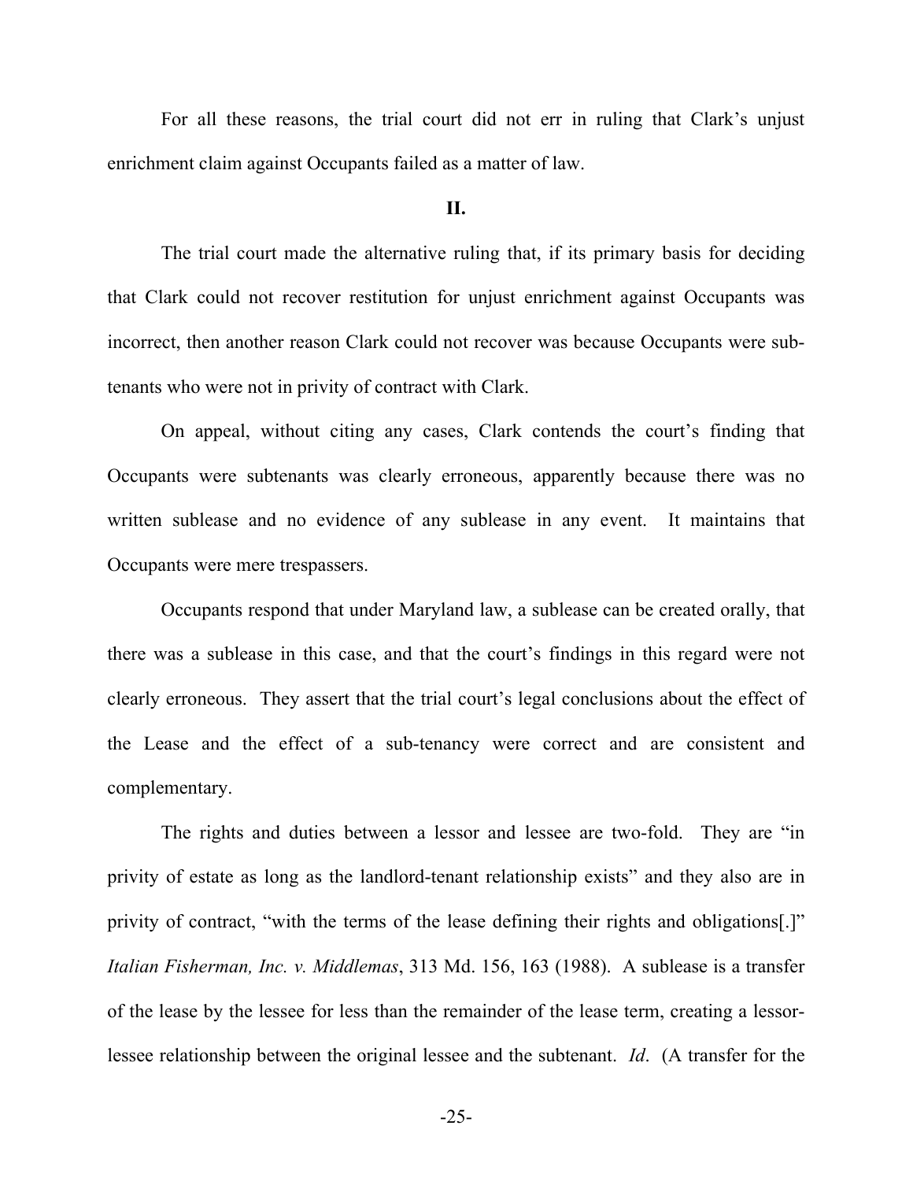For all these reasons, the trial court did not err in ruling that Clark's unjust enrichment claim against Occupants failed as a matter of law.

**II.**

The trial court made the alternative ruling that, if its primary basis for deciding that Clark could not recover restitution for unjust enrichment against Occupants was incorrect, then another reason Clark could not recover was because Occupants were sub-tenants who were not in privity of contract with Clark.

On appeal, without citing any cases, Clark contends the court's finding that Occupants were subtenants was clearly erroneous, apparently because there was no written sublease and no evidence of any sublease in any event. It maintains that Occupants were mere trespassers.

Occupants respond that under Maryland law, a sublease can be created orally, that there was a sublease in this case, and that the court's findings in this regard were not clearly erroneous. They assert that the trial court's legal conclusions about the effect of the Lease and the effect of a sub-tenancy were correct and are consistent and complementary.

The rights and duties between a lessor and lessee are two-fold. They are "in privity of estate as long as the landlord-tenant relationship exists" and they also are in privity of contract, "with the terms of the lease defining their rights and obligations[.]" *Italian Fisherman, Inc. v. Middlemas*, 313 Md. 156, 163 (1988). A sublease is a transfer of the lease by the lessee for less than the remainder of the lease term, creating a lessor-lessee relationship between the original lessee and the subtenant. *Id*. (A transfer for the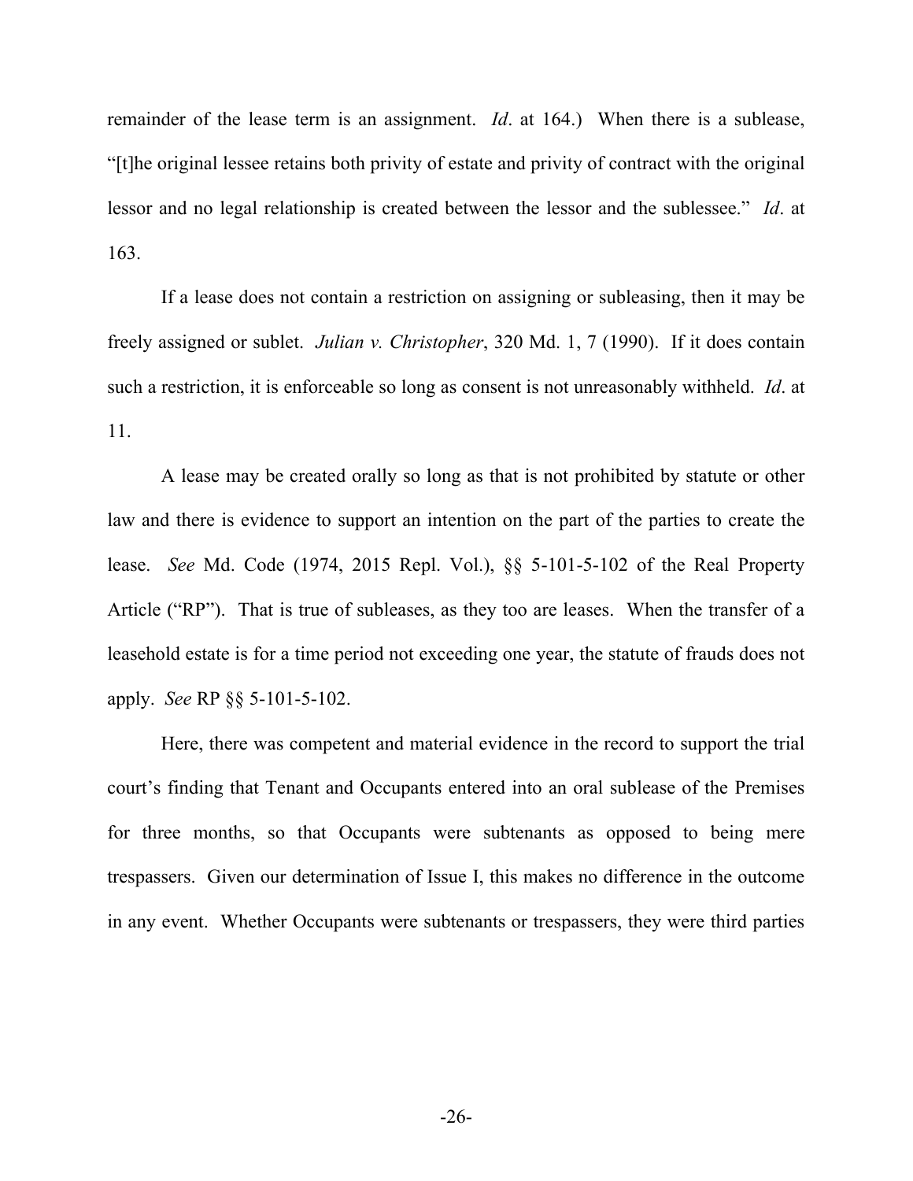remainder of the lease term is an assignment. *Id*. at 164.) When there is a sublease, "[t]he original lessee retains both privity of estate and privity of contract with the original lessor and no legal relationship is created between the lessor and the sublessee." *Id*. at 163.

If a lease does not contain a restriction on assigning or subleasing, then it may be freely assigned or sublet. *Julian v. Christopher*, 320 Md. 1, 7 (1990). If it does contain such a restriction, it is enforceable so long as consent is not unreasonably withheld. *Id*. at 11.

A lease may be created orally so long as that is not prohibited by statute or other law and there is evidence to support an intention on the part of the parties to create the lease. *See* Md. Code (1974, 2015 Repl. Vol.), §§ 5-101-5-102 of the Real Property Article ("RP"). That is true of subleases, as they too are leases. When the transfer of a leasehold estate is for a time period not exceeding one year, the statute of frauds does not apply. *See* RP §§ 5-101-5-102.

Here, there was competent and material evidence in the record to support the trial court's finding that Tenant and Occupants entered into an oral sublease of the Premises for three months, so that Occupants were subtenants as opposed to being mere trespassers. Given our determination of Issue I, this makes no difference in the outcome in any event. Whether Occupants were subtenants or trespassers, they were third parties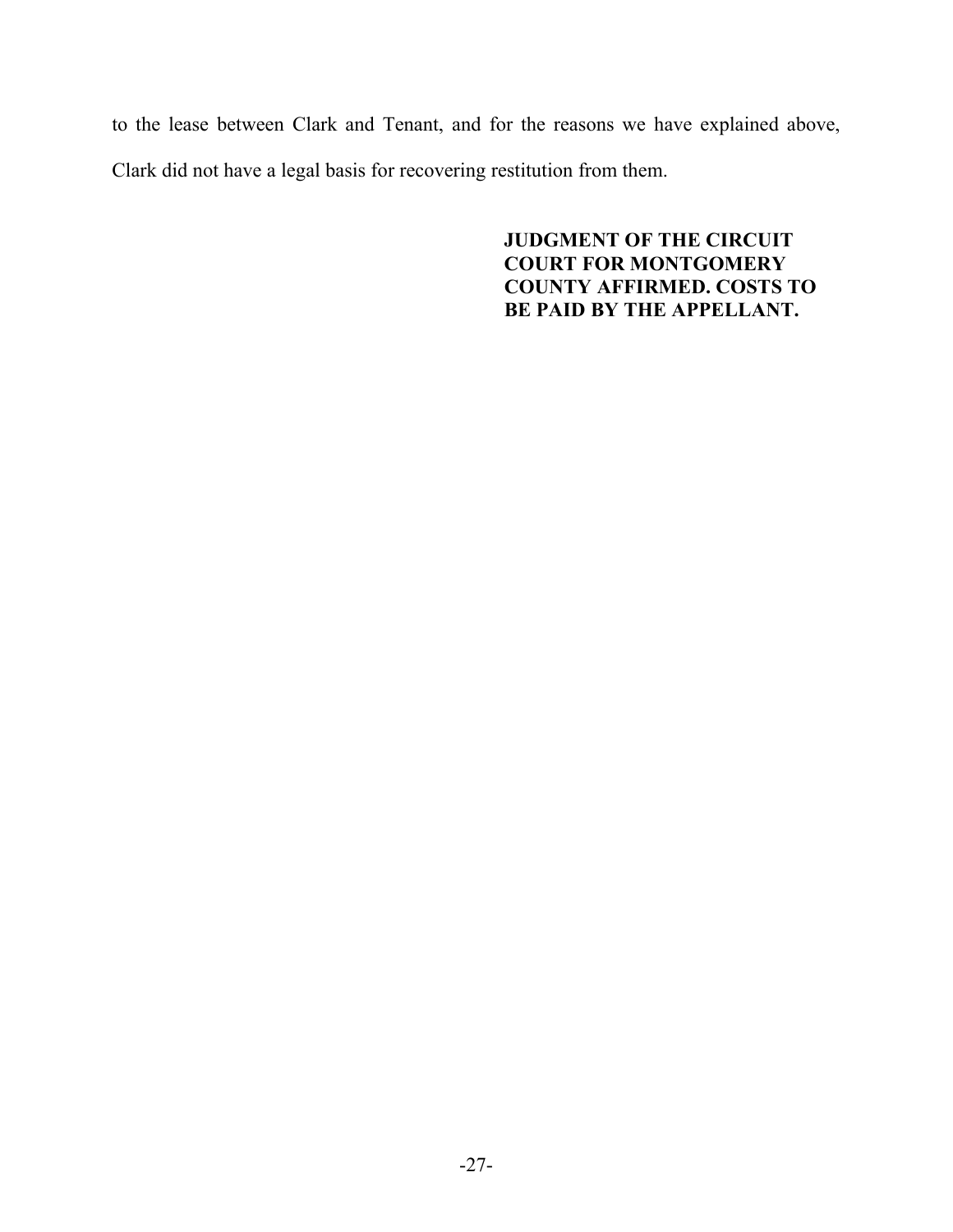to the lease between Clark and Tenant, and for the reasons we have explained above, Clark did not have a legal basis for recovering restitution from them.

**JUDGMENT OF THE CIRCUIT COURT FOR MONTGOMERY COUNTY AFFIRMED. COSTS TO BE PAID BY THE APPELLANT.**